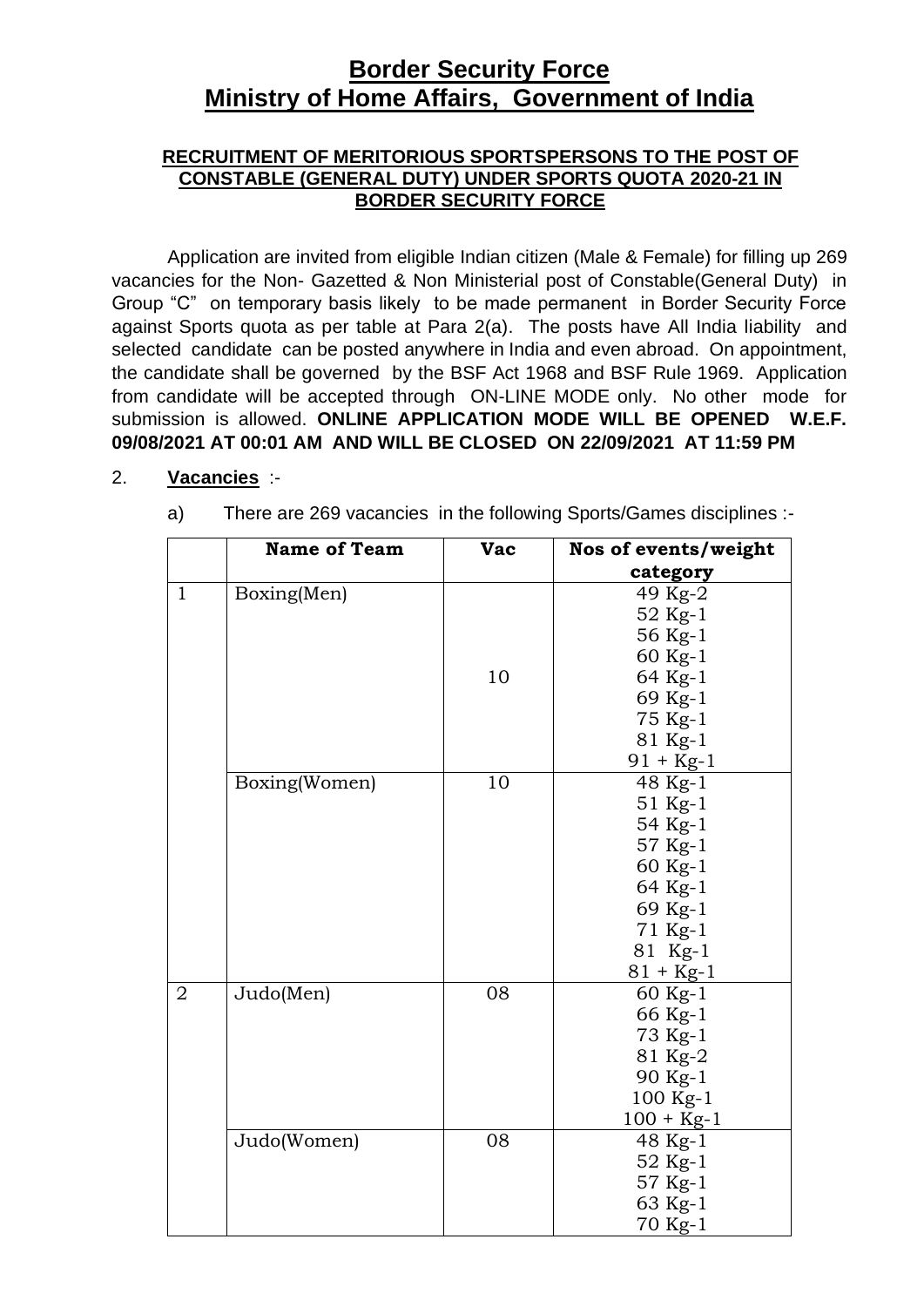# Border Security Force
# Ministry of Home Affairs, Government of India

**RECRUITMENT OF MERITORIOUS SPORTSPERSONS TO THE POST OF CONSTABLE (GENERAL DUTY) UNDER SPORTS QUOTA 2020-21 IN BORDER SECURITY FORCE**

Application are invited from eligible Indian citizen (Male & Female) for filling up 269 vacancies for the Non- Gazetted & Non Ministerial post of Constable(General Duty) in Group "C" on temporary basis likely to be made permanent in Border Security Force against Sports quota as per table at Para 2(a). The posts have All India liability and selected candidate can be posted anywhere in India and even abroad. On appointment, the candidate shall be governed by the BSF Act 1968 and BSF Rule 1969. Application from candidate will be accepted through ON-LINE MODE only. No other mode for submission is allowed. **ONLINE APPLICATION MODE WILL BE OPENED W.E.F. 09/08/2021 AT 00:01 AM AND WILL BE CLOSED ON 22/09/2021 AT 11:59 PM**

2. **Vacancies** :-

a) There are 269 vacancies in the following Sports/Games disciplines :-

| | Name of Team | Vac | Nos of events/weight category |
|---|---|---|---|
| 1 | Boxing(Men) | 10 | 49 Kg-2<br>52 Kg-1<br>56 Kg-1<br>60 Kg-1<br>64 Kg-1<br>69 Kg-1<br>75 Kg-1<br>81 Kg-1<br>91 + Kg-1 |
| | Boxing(Women) | 10 | 48 Kg-1<br>51 Kg-1<br>54 Kg-1<br>57 Kg-1<br>60 Kg-1<br>64 Kg-1<br>69 Kg-1<br>71 Kg-1<br>81 Kg-1<br>81 + Kg-1 |
| 2 | Judo(Men) | 08 | 60 Kg-1<br>66 Kg-1<br>73 Kg-1<br>81 Kg-2<br>90 Kg-1<br>100 Kg-1<br>100 + Kg-1 |
| | Judo(Women) | 08 | 48 Kg-1<br>52 Kg-1<br>57 Kg-1<br>63 Kg-1<br>70 Kg-1 |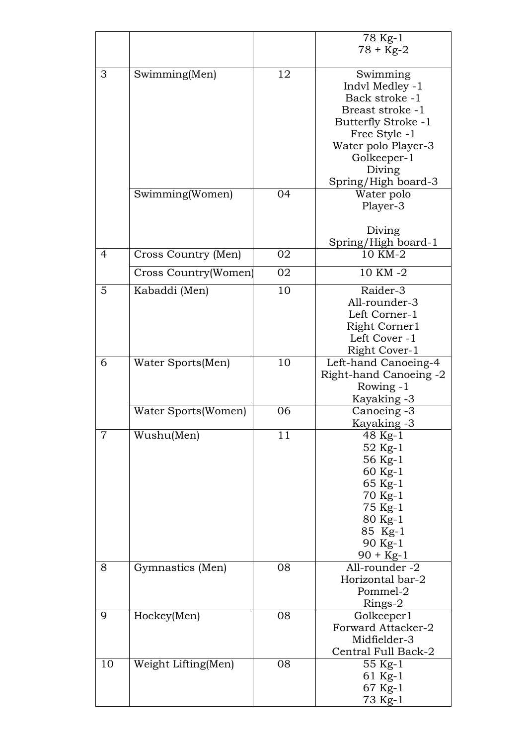| | | | |
|---|---|---|---|
| | | | 78 Kg-1<br>78 + Kg-2 |
| 3 | Swimming(Men) | 12 | Swimming<br>Indvl Medley -1<br>Back stroke -1<br>Breast stroke -1<br>Butterfly Stroke -1<br>Free Style -1<br>Water polo Player-3<br>Golkeeper-1<br>Diving<br>Spring/High board-3 |
| | Swimming(Women) | 04 | Water polo<br>Player-3<br><br>Diving<br>Spring/High board-1 |
| 4 | Cross Country (Men) | 02 | 10 KM-2 |
| | Cross Country(Women) | 02 | 10 KM -2 |
| 5 | Kabaddi (Men) | 10 | Raider-3<br>All-rounder-3<br>Left Corner-1<br>Right Corner1<br>Left Cover -1<br>Right Cover-1 |
| 6 | Water Sports(Men) | 10 | Left-hand Canoeing-4<br>Right-hand Canoeing -2<br>Rowing -1<br>Kayaking -3 |
| | Water Sports(Women) | 06 | Canoeing -3<br>Kayaking -3 |
| 7 | Wushu(Men) | 11 | 48 Kg-1<br>52 Kg-1<br>56 Kg-1<br>60 Kg-1<br>65 Kg-1<br>70 Kg-1<br>75 Kg-1<br>80 Kg-1<br>85 Kg-1<br>90 Kg-1<br>90 + Kg-1 |
| 8 | Gymnastics (Men) | 08 | All-rounder -2<br>Horizontal bar-2<br>Pommel-2<br>Rings-2 |
| 9 | Hockey(Men) | 08 | Golkeeper1<br>Forward Attacker-2<br>Midfielder-3<br>Central Full Back-2 |
| 10 | Weight Lifting(Men) | 08 | 55 Kg-1<br>61 Kg-1<br>67 Kg-1<br>73 Kg-1 |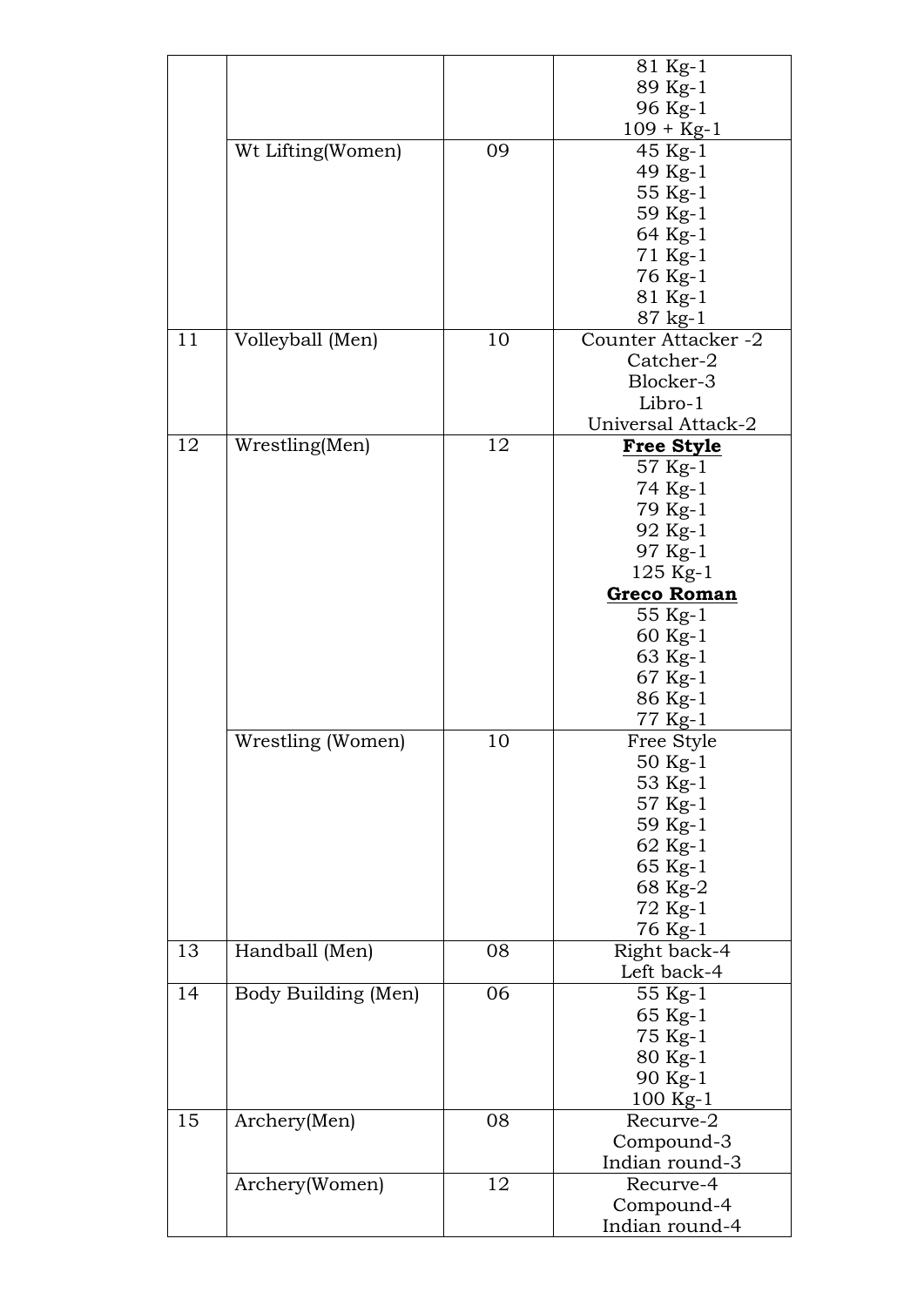| | | | |
|---|---|---|---|
| | | | 81 Kg-1<br>89 Kg-1<br>96 Kg-1<br>109 + Kg-1 |
| | Wt Lifting(Women) | 09 | 45 Kg-1<br>49 Kg-1<br>55 Kg-1<br>59 Kg-1<br>64 Kg-1<br>71 Kg-1<br>76 Kg-1<br>81 Kg-1<br>87 kg-1 |
| 11 | Volleyball (Men) | 10 | Counter Attacker -2<br>Catcher-2<br>Blocker-3<br>Libro-1<br>Universal Attack-2 |
| 12 | Wrestling(Men) | 12 | **Free Style**<br>57 Kg-1<br>74 Kg-1<br>79 Kg-1<br>92 Kg-1<br>97 Kg-1<br>125 Kg-1<br>**Greco Roman**<br>55 Kg-1<br>60 Kg-1<br>63 Kg-1<br>67 Kg-1<br>86 Kg-1<br>77 Kg-1 |
| | Wrestling (Women) | 10 | Free Style<br>50 Kg-1<br>53 Kg-1<br>57 Kg-1<br>59 Kg-1<br>62 Kg-1<br>65 Kg-1<br>68 Kg-2<br>72 Kg-1<br>76 Kg-1 |
| 13 | Handball (Men) | 08 | Right back-4<br>Left back-4 |
| 14 | Body Building (Men) | 06 | 55 Kg-1<br>65 Kg-1<br>75 Kg-1<br>80 Kg-1<br>90 Kg-1<br>100 Kg-1 |
| 15 | Archery(Men) | 08 | Recurve-2<br>Compound-3<br>Indian round-3 |
| | Archery(Women) | 12 | Recurve-4<br>Compound-4<br>Indian round-4 |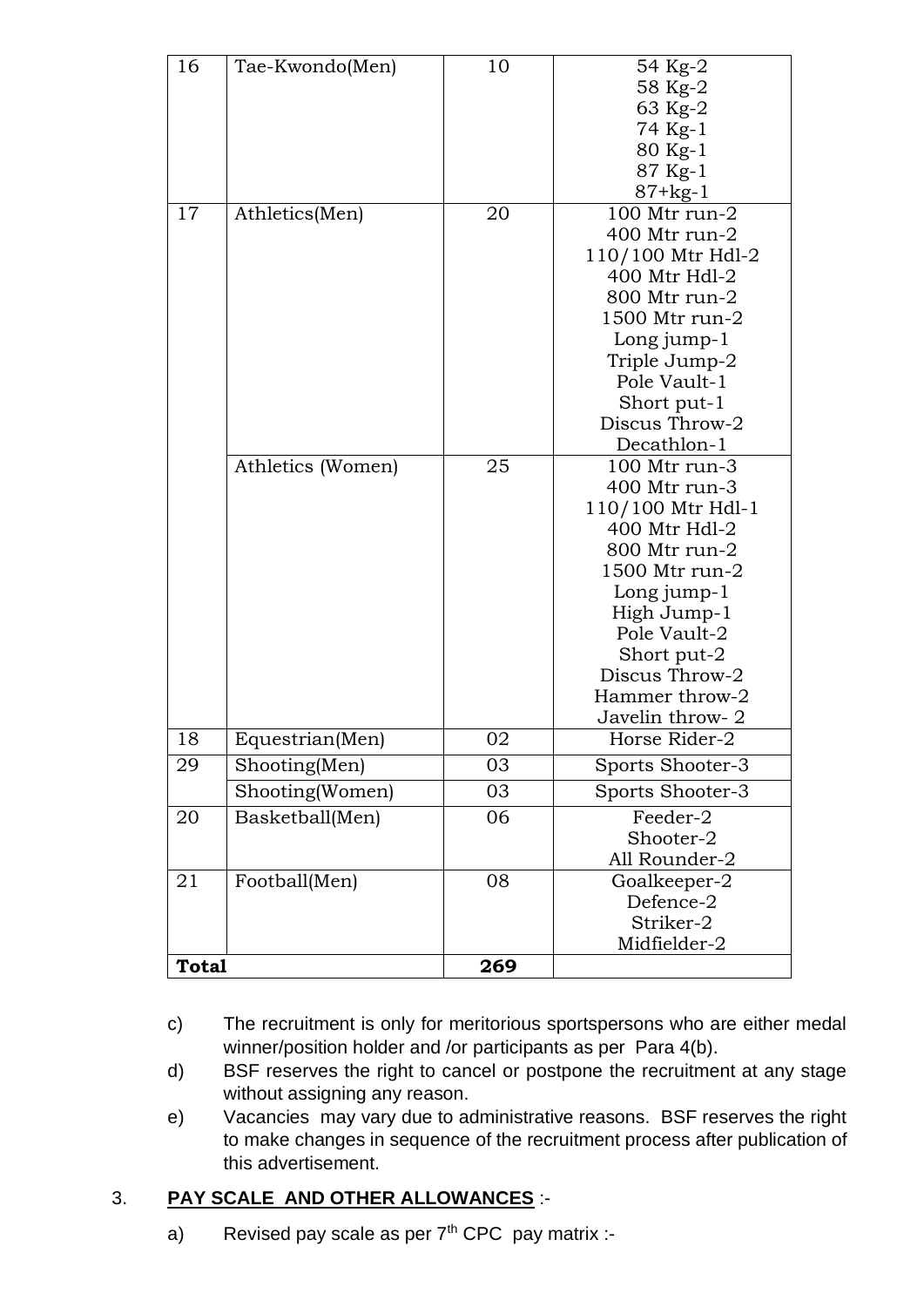| 16 | Tae-Kwondo(Men) | 10 | 54 Kg-2<br>58 Kg-2<br>63 Kg-2<br>74 Kg-1<br>80 Kg-1<br>87 Kg-1<br>87+kg-1 |
|---|---|---|---|
| 17 | Athletics(Men) | 20 | 100 Mtr run-2<br>400 Mtr run-2<br>110/100 Mtr Hdl-2<br>400 Mtr Hdl-2<br>800 Mtr run-2<br>1500 Mtr run-2<br>Long jump-1<br>Triple Jump-2<br>Pole Vault-1<br>Short put-1<br>Discus Throw-2<br>Decathlon-1 |
| | Athletics (Women) | 25 | 100 Mtr run-3<br>400 Mtr run-3<br>110/100 Mtr Hdl-1<br>400 Mtr Hdl-2<br>800 Mtr run-2<br>1500 Mtr run-2<br>Long jump-1<br>High Jump-1<br>Pole Vault-2<br>Short put-2<br>Discus Throw-2<br>Hammer throw-2<br>Javelin throw- 2 |
| 18 | Equestrian(Men) | 02 | Horse Rider-2 |
| 29 | Shooting(Men) | 03 | Sports Shooter-3 |
| | Shooting(Women) | 03 | Sports Shooter-3 |
| 20 | Basketball(Men) | 06 | Feeder-2<br>Shooter-2<br>All Rounder-2 |
| 21 | Football(Men) | 08 | Goalkeeper-2<br>Defence-2<br>Striker-2<br>Midfielder-2 |
| **Total** | | **269** | |

c) The recruitment is only for meritorious sportspersons who are either medal winner/position holder and /or participants as per Para 4(b).

d) BSF reserves the right to cancel or postpone the recruitment at any stage without assigning any reason.

e) Vacancies may vary due to administrative reasons. BSF reserves the right to make changes in sequence of the recruitment process after publication of this advertisement.

3. **PAY SCALE AND OTHER ALLOWANCES** :-

a) Revised pay scale as per 7th CPC pay matrix :-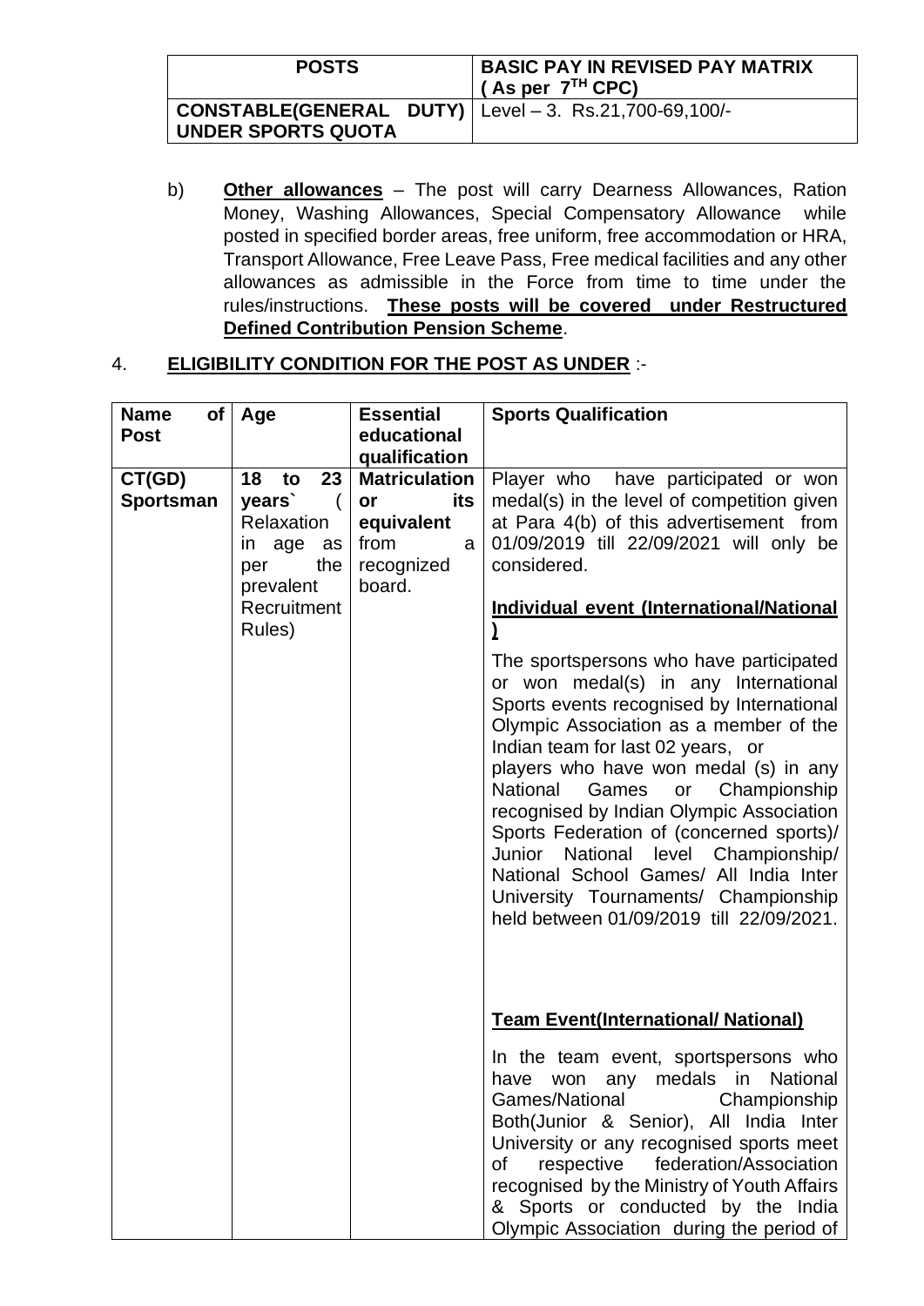| POSTS | BASIC PAY IN REVISED PAY MATRIX ( As per 7TH CPC) |
|---|---|
| **CONSTABLE(GENERAL DUTY) UNDER SPORTS QUOTA** | Level – 3. Rs.21,700-69,100/- |

b) **Other allowances** – The post will carry Dearness Allowances, Ration Money, Washing Allowances, Special Compensatory Allowance while posted in specified border areas, free uniform, free accommodation or HRA, Transport Allowance, Free Leave Pass, Free medical facilities and any other allowances as admissible in the Force from time to time under the rules/instructions. **These posts will be covered under Restructured Defined Contribution Pension Scheme**.

4. **ELIGIBILITY CONDITION FOR THE POST AS UNDER** :-

| Name of Post | Age | Essential educational qualification | Sports Qualification |
|---|---|---|---|
| **CT(GD) Sportsman** | **18 to 23 years`** ( Relaxation in age as per the prevalent Recruitment Rules) | **Matriculation or its equivalent** from a recognized board. | Player who have participated or won medal(s) in the level of competition given at Para 4(b) of this advertisement from 01/09/2019 till 22/09/2021 will only be considered.<br><br>**Individual event (International/National)**<br><br>The sportspersons who have participated or won medal(s) in any International Sports events recognised by International Olympic Association as a member of the Indian team for last 02 years, or players who have won medal (s) in any National Games or Championship recognised by Indian Olympic Association Sports Federation of (concerned sports)/ Junior National level Championship/ National School Games/ All India Inter University Tournaments/ Championship held between 01/09/2019 till 22/09/2021.<br><br>**Team Event(International/ National)**<br><br>In the team event, sportspersons who have won any medals in National Games/National Championship Both(Junior & Senior), All India Inter University or any recognised sports meet of respective federation/Association recognised by the Ministry of Youth Affairs & Sports or conducted by the India Olympic Association during the period of |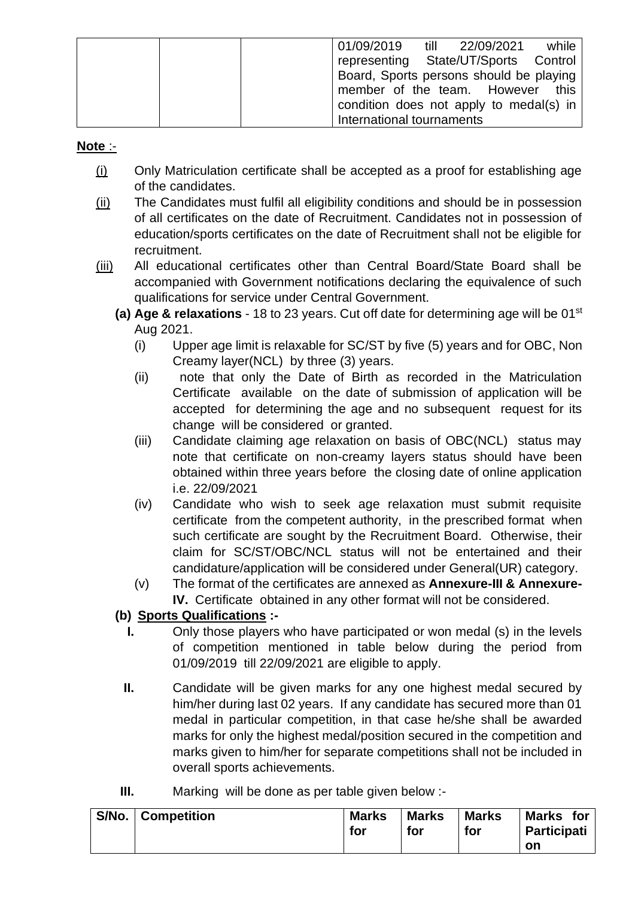|  |  |  | 01/09/2019 till 22/09/2021 while representing State/UT/Sports Control Board, Sports persons should be playing member of the team. However this condition does not apply to medal(s) in International tournaments |
|---|---|---|---|

**Note** :-

(i) Only Matriculation certificate shall be accepted as a proof for establishing age of the candidates.

(ii) The Candidates must fulfil all eligibility conditions and should be in possession of all certificates on the date of Recruitment. Candidates not in possession of education/sports certificates on the date of Recruitment shall not be eligible for recruitment.

(iii) All educational certificates other than Central Board/State Board shall be accompanied with Government notifications declaring the equivalence of such qualifications for service under Central Government.

**(a) Age & relaxations** - 18 to 23 years. Cut off date for determining age will be 01st Aug 2021.

(i) Upper age limit is relaxable for SC/ST by five (5) years and for OBC, Non Creamy layer(NCL) by three (3) years.

(ii) note that only the Date of Birth as recorded in the Matriculation Certificate available on the date of submission of application will be accepted for determining the age and no subsequent request for its change will be considered or granted.

(iii) Candidate claiming age relaxation on basis of OBC(NCL) status may note that certificate on non-creamy layers status should have been obtained within three years before the closing date of online application i.e. 22/09/2021

(iv) Candidate who wish to seek age relaxation must submit requisite certificate from the competent authority, in the prescribed format when such certificate are sought by the Recruitment Board. Otherwise, their claim for SC/ST/OBC/NCL status will not be entertained and their candidature/application will be considered under General(UR) category.

(v) The format of the certificates are annexed as **Annexure-III & Annexure-IV.** Certificate obtained in any other format will not be considered.

**(b) Sports Qualifications :-**

**I.** Only those players who have participated or won medal (s) in the levels of competition mentioned in table below during the period from 01/09/2019 till 22/09/2021 are eligible to apply.

**II.** Candidate will be given marks for any one highest medal secured by him/her during last 02 years. If any candidate has secured more than 01 medal in particular competition, in that case he/she shall be awarded marks for only the highest medal/position secured in the competition and marks given to him/her for separate competitions shall not be included in overall sports achievements.

**III.** Marking will be done as per table given below :-

| S/No. | Competition | Marks for | Marks for | Marks for | Marks for Participation |
|---|---|---|---|---|---|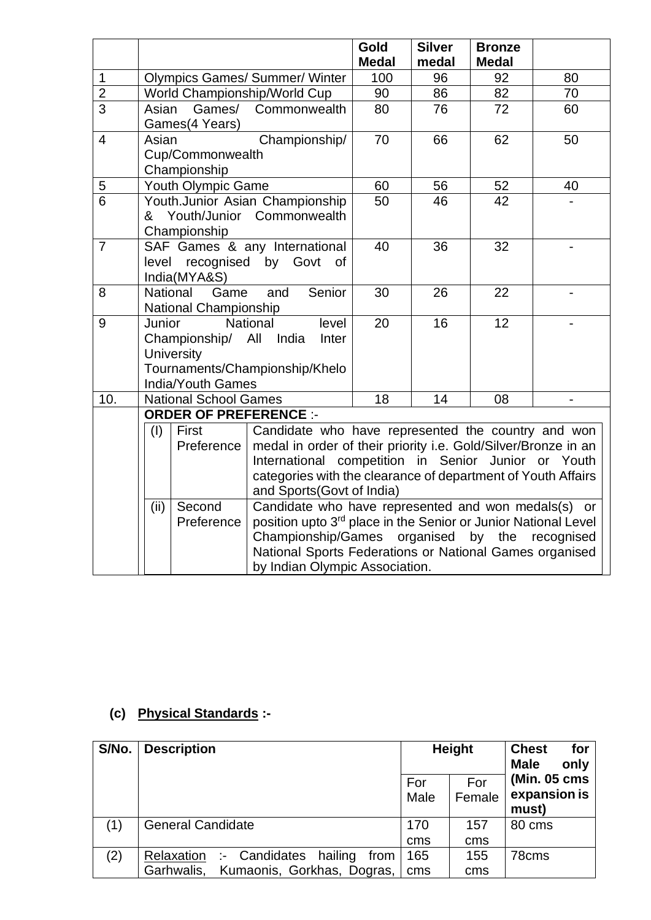| | | Gold Medal | Silver medal | Bronze Medal | |
|---|---|---|---|---|---|
| 1 | Olympics Games/ Summer/ Winter | 100 | 96 | 92 | 80 |
| 2 | World Championship/World Cup | 90 | 86 | 82 | 70 |
| 3 | Asian Games/ Commonwealth Games(4 Years) | 80 | 76 | 72 | 60 |
| 4 | Asian Championship/ Cup/Commonwealth Championship | 70 | 66 | 62 | 50 |
| 5 | Youth Olympic Game | 60 | 56 | 52 | 40 |
| 6 | Youth.Junior Asian Championship & Youth/Junior Commonwealth Championship | 50 | 46 | 42 | - |
| 7 | SAF Games & any International level recognised by Govt of India(MYA&S) | 40 | 36 | 32 | - |
| 8 | National Game and Senior National Championship | 30 | 26 | 22 | - |
| 9 | Junior National level Championship/ All India Inter University Tournaments/Championship/Khelo India/Youth Games | 20 | 16 | 12 | - |
| 10. | National School Games | 18 | 14 | 08 | - |

**ORDER OF PREFERENCE** :-

| | | |
|---|---|---|
| (I) | First Preference | Candidate who have represented the country and won medal in order of their priority i.e. Gold/Silver/Bronze in an International competition in Senior Junior or Youth categories with the clearance of department of Youth Affairs and Sports(Govt of India) |
| (ii) | Second Preference | Candidate who have represented and won medals(s) or position upto 3rd place in the Senior or Junior National Level Championship/Games organised by the recognised National Sports Federations or National Games organised by Indian Olympic Association. |

**(c) Physical Standards :-**

| S/No. | Description | Height | | Chest for Male only (Min. 05 cms expansion is must) |
|---|---|---|---|---|
| | | For Male | For Female | |
| (1) | General Candidate | 170 cms | 157 cms | 80 cms |
| (2) | Relaxation :- Candidates hailing from Garhwalis, Kumaonis, Gorkhas, Dogras, | 165 cms | 155 cms | 78cms |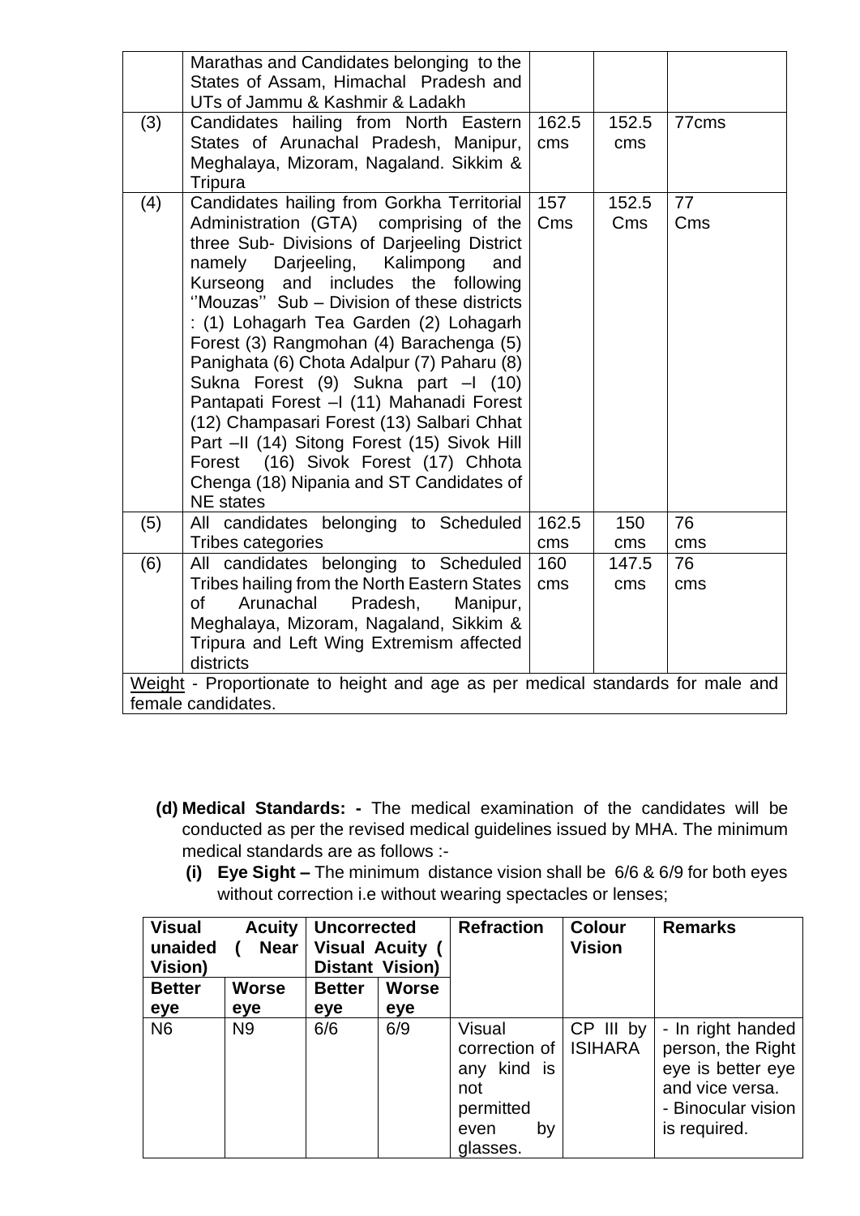| | | | | |
|---|---|---|---|---|
| | Marathas and Candidates belonging to the States of Assam, Himachal Pradesh and UTs of Jammu & Kashmir & Ladakh | | | |
| (3) | Candidates hailing from North Eastern States of Arunachal Pradesh, Manipur, Meghalaya, Mizoram, Nagaland. Sikkim & Tripura | 162.5 cms | 152.5 cms | 77cms |
| (4) | Candidates hailing from Gorkha Territorial Administration (GTA) comprising of the three Sub- Divisions of Darjeeling District namely Darjeeling, Kalimpong and Kurseong and includes the following ''Mouzas'' Sub – Division of these districts : (1) Lohagarh Tea Garden (2) Lohagarh Forest (3) Rangmohan (4) Barachenga (5) Panighata (6) Chota Adalpur (7) Paharu (8) Sukna Forest (9) Sukna part –I (10) Pantapati Forest –I (11) Mahanadi Forest (12) Champasari Forest (13) Salbari Chhat Part –II (14) Sitong Forest (15) Sivok Hill Forest (16) Sivok Forest (17) Chhota Chenga (18) Nipania and ST Candidates of NE states | 157 Cms | 152.5 Cms | 77 Cms |
| (5) | All candidates belonging to Scheduled Tribes categories | 162.5 cms | 150 cms | 76 cms |
| (6) | All candidates belonging to Scheduled Tribes hailing from the North Eastern States of Arunachal Pradesh, Manipur, Meghalaya, Mizoram, Nagaland, Sikkim & Tripura and Left Wing Extremism affected districts | 160 cms | 147.5 cms | 76 cms |
| Weight - Proportionate to height and age as per medical standards for male and female candidates. | | | | |

**(d) Medical Standards: -** The medical examination of the candidates will be conducted as per the revised medical guidelines issued by MHA. The minimum medical standards are as follows :-

**(i) Eye Sight –** The minimum distance vision shall be 6/6 & 6/9 for both eyes without correction i.e without wearing spectacles or lenses;

| Visual Acuity unaided ( Near Vision) | | Uncorrected Visual Acuity ( Distant Vision) | | Refraction | Colour Vision | Remarks |
|---|---|---|---|---|---|---|
| **Better eye** | **Worse eye** | **Better eye** | **Worse eye** | | | |
| N6 | N9 | 6/6 | 6/9 | Visual correction of any kind is not permitted even by glasses. | CP III by ISIHARA | - In right handed person, the Right eye is better eye and vice versa.<br>- Binocular vision is required. |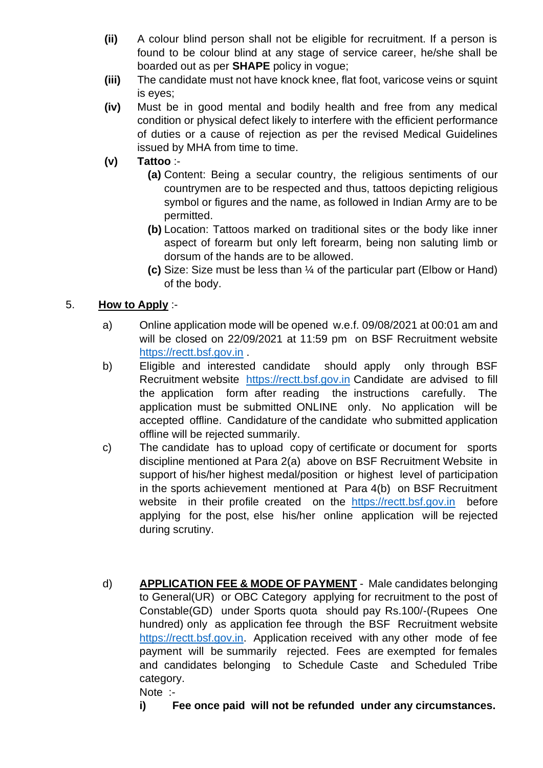**(ii)** A colour blind person shall not be eligible for recruitment. If a person is found to be colour blind at any stage of service career, he/she shall be boarded out as per **SHAPE** policy in vogue;

**(iii)** The candidate must not have knock knee, flat foot, varicose veins or squint is eyes;

**(iv)** Must be in good mental and bodily health and free from any medical condition or physical defect likely to interfere with the efficient performance of duties or a cause of rejection as per the revised Medical Guidelines issued by MHA from time to time.

**(v)** **Tattoo** :-

**(a)** Content: Being a secular country, the religious sentiments of our countrymen are to be respected and thus, tattoos depicting religious symbol or figures and the name, as followed in Indian Army are to be permitted.

**(b)** Location: Tattoos marked on traditional sites or the body like inner aspect of forearm but only left forearm, being non saluting limb or dorsum of the hands are to be allowed.

**(c)** Size: Size must be less than ¼ of the particular part (Elbow or Hand) of the body.

5. **How to Apply** :-

a) Online application mode will be opened w.e.f. 09/08/2021 at 00:01 am and will be closed on 22/09/2021 at 11:59 pm on BSF Recruitment website https://rectt.bsf.gov.in .

b) Eligible and interested candidate should apply only through BSF Recruitment website https://rectt.bsf.gov.in Candidate are advised to fill the application form after reading the instructions carefully. The application must be submitted ONLINE only. No application will be accepted offline. Candidature of the candidate who submitted application offline will be rejected summarily.

c) The candidate has to upload copy of certificate or document for sports discipline mentioned at Para 2(a) above on BSF Recruitment Website in support of his/her highest medal/position or highest level of participation in the sports achievement mentioned at Para 4(b) on BSF Recruitment website in their profile created on the https://rectt.bsf.gov.in before applying for the post, else his/her online application will be rejected during scrutiny.

d) **APPLICATION FEE & MODE OF PAYMENT** - Male candidates belonging to General(UR) or OBC Category applying for recruitment to the post of Constable(GD) under Sports quota should pay Rs.100/-(Rupees One hundred) only as application fee through the BSF Recruitment website https://rectt.bsf.gov.in. Application received with any other mode of fee payment will be summarily rejected. Fees are exempted for females and candidates belonging to Schedule Caste and Scheduled Tribe category.

Note :-

**i) Fee once paid will not be refunded under any circumstances.**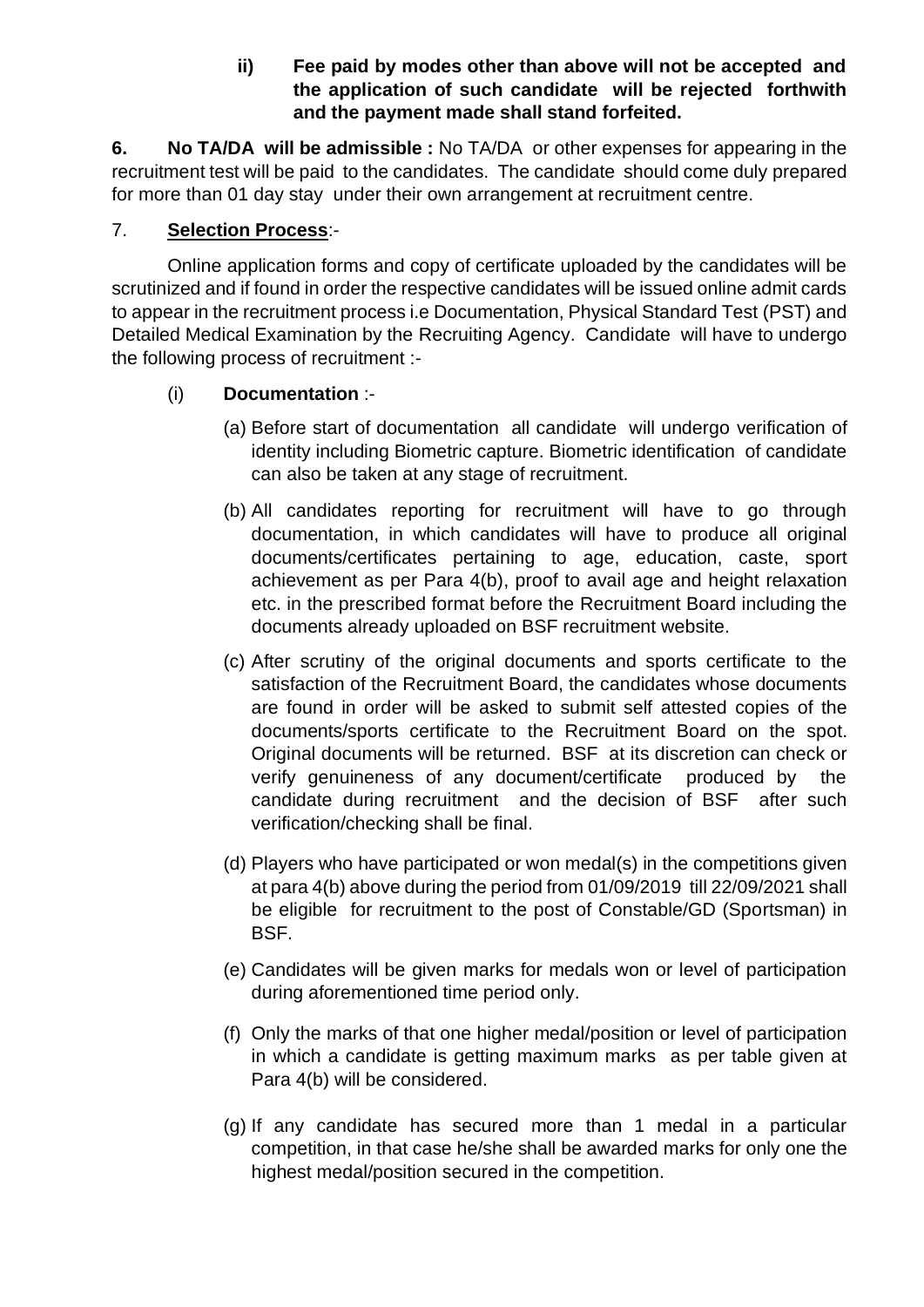**ii) Fee paid by modes other than above will not be accepted and the application of such candidate will be rejected forthwith and the payment made shall stand forfeited.**

**6. No TA/DA will be admissible :** No TA/DA or other expenses for appearing in the recruitment test will be paid to the candidates. The candidate should come duly prepared for more than 01 day stay under their own arrangement at recruitment centre.

7. **Selection Process**:-

Online application forms and copy of certificate uploaded by the candidates will be scrutinized and if found in order the respective candidates will be issued online admit cards to appear in the recruitment process i.e Documentation, Physical Standard Test (PST) and Detailed Medical Examination by the Recruiting Agency. Candidate will have to undergo the following process of recruitment :-

(i) **Documentation** :-

(a) Before start of documentation all candidate will undergo verification of identity including Biometric capture. Biometric identification of candidate can also be taken at any stage of recruitment.

(b) All candidates reporting for recruitment will have to go through documentation, in which candidates will have to produce all original documents/certificates pertaining to age, education, caste, sport achievement as per Para 4(b), proof to avail age and height relaxation etc. in the prescribed format before the Recruitment Board including the documents already uploaded on BSF recruitment website.

(c) After scrutiny of the original documents and sports certificate to the satisfaction of the Recruitment Board, the candidates whose documents are found in order will be asked to submit self attested copies of the documents/sports certificate to the Recruitment Board on the spot. Original documents will be returned. BSF at its discretion can check or verify genuineness of any document/certificate produced by the candidate during recruitment and the decision of BSF after such verification/checking shall be final.

(d) Players who have participated or won medal(s) in the competitions given at para 4(b) above during the period from 01/09/2019 till 22/09/2021 shall be eligible for recruitment to the post of Constable/GD (Sportsman) in BSF.

(e) Candidates will be given marks for medals won or level of participation during aforementioned time period only.

(f) Only the marks of that one higher medal/position or level of participation in which a candidate is getting maximum marks as per table given at Para 4(b) will be considered.

(g) If any candidate has secured more than 1 medal in a particular competition, in that case he/she shall be awarded marks for only one the highest medal/position secured in the competition.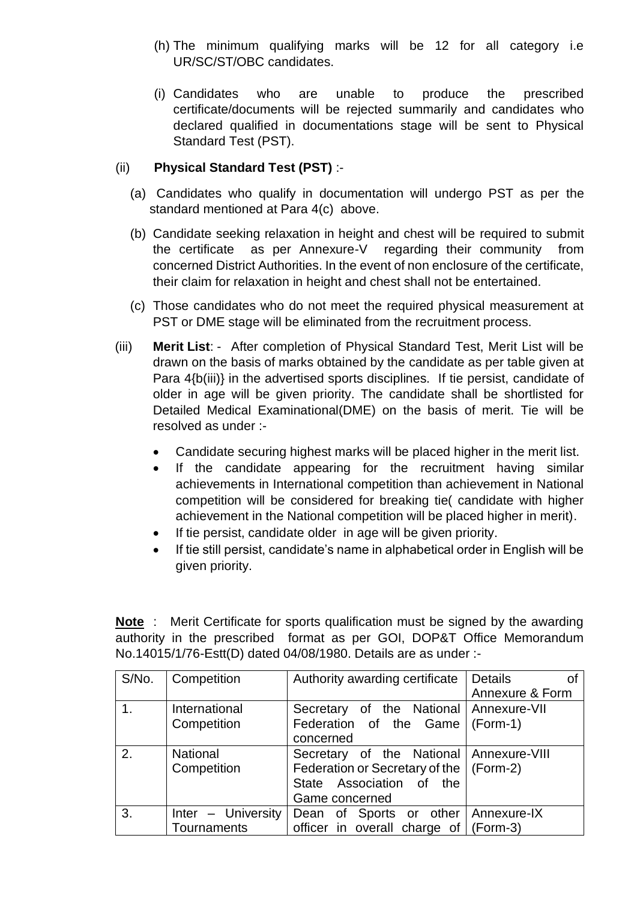(h) The minimum qualifying marks will be 12 for all category i.e UR/SC/ST/OBC candidates.

(i) Candidates who are unable to produce the prescribed certificate/documents will be rejected summarily and candidates who declared qualified in documentations stage will be sent to Physical Standard Test (PST).

(ii) **Physical Standard Test (PST)** :-

(a) Candidates who qualify in documentation will undergo PST as per the standard mentioned at Para 4(c) above.

(b) Candidate seeking relaxation in height and chest will be required to submit the certificate as per Annexure-V regarding their community from concerned District Authorities. In the event of non enclosure of the certificate, their claim for relaxation in height and chest shall not be entertained.

(c) Those candidates who do not meet the required physical measurement at PST or DME stage will be eliminated from the recruitment process.

(iii) **Merit List**: - After completion of Physical Standard Test, Merit List will be drawn on the basis of marks obtained by the candidate as per table given at Para 4{b(iii)} in the advertised sports disciplines. If tie persist, candidate of older in age will be given priority. The candidate shall be shortlisted for Detailed Medical Examinational(DME) on the basis of merit. Tie will be resolved as under :-

- Candidate securing highest marks will be placed higher in the merit list.
- If the candidate appearing for the recruitment having similar achievements in International competition than achievement in National competition will be considered for breaking tie( candidate with higher achievement in the National competition will be placed higher in merit).
- If tie persist, candidate older in age will be given priority.
- If tie still persist, candidate's name in alphabetical order in English will be given priority.

**Note** : Merit Certificate for sports qualification must be signed by the awarding authority in the prescribed format as per GOI, DOP&T Office Memorandum No.14015/1/76-Estt(D) dated 04/08/1980. Details are as under :-

| S/No. | Competition | Authority awarding certificate | Details of Annexure & Form |
|---|---|---|---|
| 1. | International Competition | Secretary of the National Federation of the Game concerned | Annexure-VII (Form-1) |
| 2. | National Competition | Secretary of the National Federation or Secretary of the State Association of the Game concerned | Annexure-VIII (Form-2) |
| 3. | Inter – University Tournaments | Dean of Sports or other officer in overall charge of | Annexure-IX (Form-3) |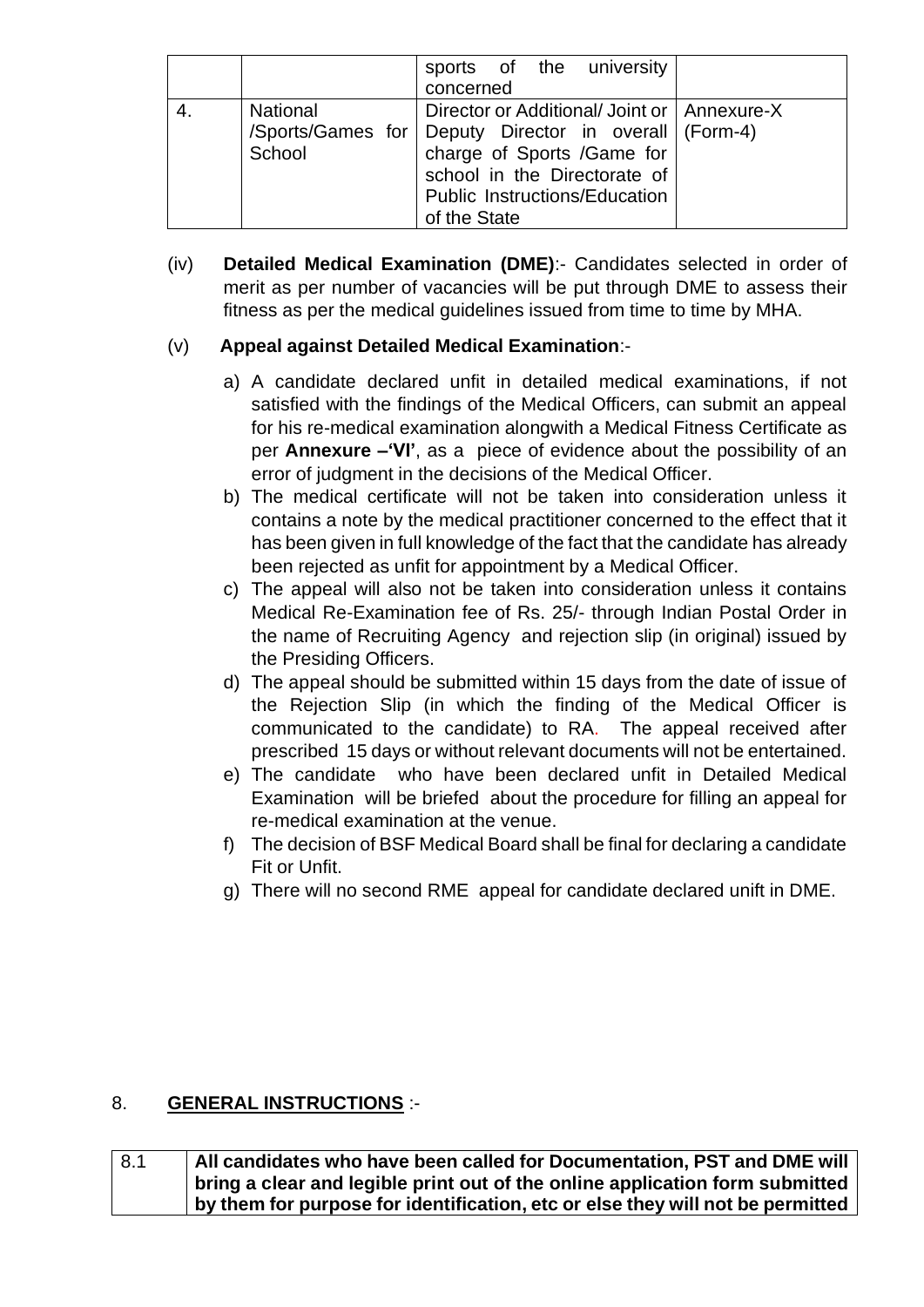| | | | |
|---|---|---|---|
| | | sports of the university concerned | |
| 4. | National /Sports/Games for School | Director or Additional/ Joint or Deputy Director in overall charge of Sports /Game for school in the Directorate of Public Instructions/Education of the State | Annexure-X (Form-4) |

(iv) **Detailed Medical Examination (DME)**:- Candidates selected in order of merit as per number of vacancies will be put through DME to assess their fitness as per the medical guidelines issued from time to time by MHA.

(v) **Appeal against Detailed Medical Examination**:-

a) A candidate declared unfit in detailed medical examinations, if not satisfied with the findings of the Medical Officers, can submit an appeal for his re-medical examination alongwith a Medical Fitness Certificate as per **Annexure –'VI'**, as a piece of evidence about the possibility of an error of judgment in the decisions of the Medical Officer.

b) The medical certificate will not be taken into consideration unless it contains a note by the medical practitioner concerned to the effect that it has been given in full knowledge of the fact that the candidate has already been rejected as unfit for appointment by a Medical Officer.

c) The appeal will also not be taken into consideration unless it contains Medical Re-Examination fee of Rs. 25/- through Indian Postal Order in the name of Recruiting Agency and rejection slip (in original) issued by the Presiding Officers.

d) The appeal should be submitted within 15 days from the date of issue of the Rejection Slip (in which the finding of the Medical Officer is communicated to the candidate) to RA. The appeal received after prescribed 15 days or without relevant documents will not be entertained.

e) The candidate who have been declared unfit in Detailed Medical Examination will be briefed about the procedure for filling an appeal for re-medical examination at the venue.

f) The decision of BSF Medical Board shall be final for declaring a candidate Fit or Unfit.

g) There will no second RME appeal for candidate declared unift in DME.

8. **GENERAL INSTRUCTIONS** :-

| | |
|---|---|
| 8.1 | **All candidates who have been called for Documentation, PST and DME will bring a clear and legible print out of the online application form submitted by them for purpose for identification, etc or else they will not be permitted** |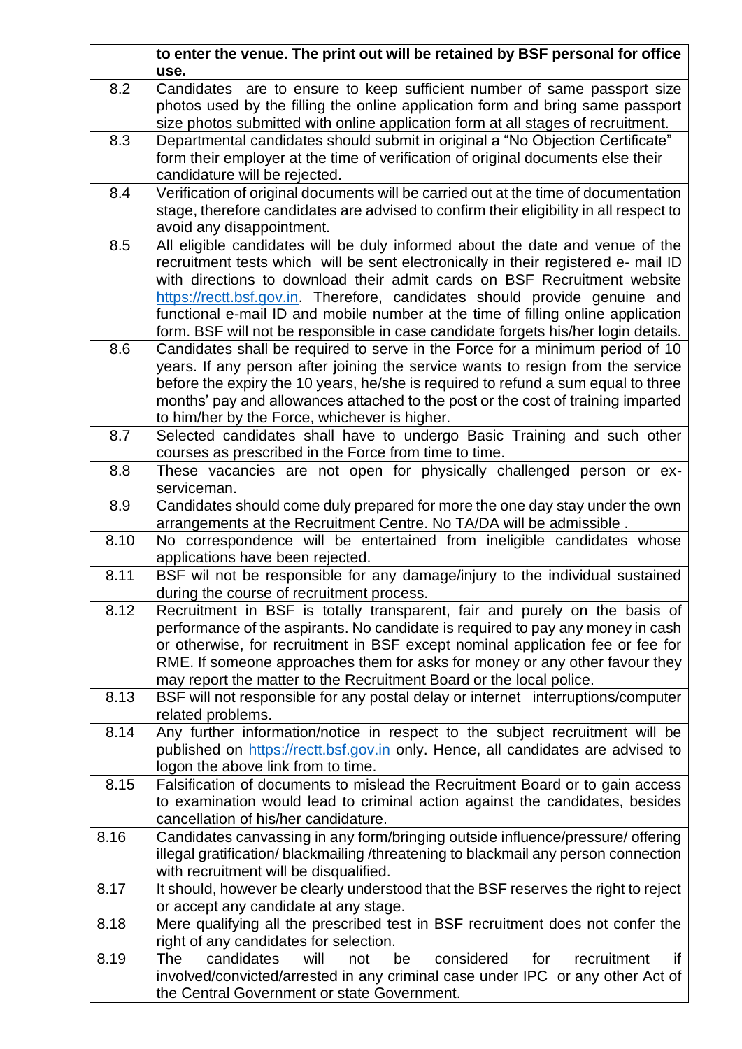| | |
|---|---|
| | **to enter the venue. The print out will be retained by BSF personal for office use.** |
| 8.2 | Candidates are to ensure to keep sufficient number of same passport size photos used by the filling the online application form and bring same passport size photos submitted with online application form at all stages of recruitment. |
| 8.3 | Departmental candidates should submit in original a "No Objection Certificate" form their employer at the time of verification of original documents else their candidature will be rejected. |
| 8.4 | Verification of original documents will be carried out at the time of documentation stage, therefore candidates are advised to confirm their eligibility in all respect to avoid any disappointment. |
| 8.5 | All eligible candidates will be duly informed about the date and venue of the recruitment tests which will be sent electronically in their registered e- mail ID with directions to download their admit cards on BSF Recruitment website https://rectt.bsf.gov.in. Therefore, candidates should provide genuine and functional e-mail ID and mobile number at the time of filling online application form. BSF will not be responsible in case candidate forgets his/her login details. |
| 8.6 | Candidates shall be required to serve in the Force for a minimum period of 10 years. If any person after joining the service wants to resign from the service before the expiry the 10 years, he/she is required to refund a sum equal to three months' pay and allowances attached to the post or the cost of training imparted to him/her by the Force, whichever is higher. |
| 8.7 | Selected candidates shall have to undergo Basic Training and such other courses as prescribed in the Force from time to time. |
| 8.8 | These vacancies are not open for physically challenged person or ex-serviceman. |
| 8.9 | Candidates should come duly prepared for more the one day stay under the own arrangements at the Recruitment Centre. No TA/DA will be admissible . |
| 8.10 | No correspondence will be entertained from ineligible candidates whose applications have been rejected. |
| 8.11 | BSF wil not be responsible for any damage/injury to the individual sustained during the course of recruitment process. |
| 8.12 | Recruitment in BSF is totally transparent, fair and purely on the basis of performance of the aspirants. No candidate is required to pay any money in cash or otherwise, for recruitment in BSF except nominal application fee or fee for RME. If someone approaches them for asks for money or any other favour they may report the matter to the Recruitment Board or the local police. |
| 8.13 | BSF will not responsible for any postal delay or internet interruptions/computer related problems. |
| 8.14 | Any further information/notice in respect to the subject recruitment will be published on https://rectt.bsf.gov.in only. Hence, all candidates are advised to logon the above link from to time. |
| 8.15 | Falsification of documents to mislead the Recruitment Board or to gain access to examination would lead to criminal action against the candidates, besides cancellation of his/her candidature. |
| 8.16 | Candidates canvassing in any form/bringing outside influence/pressure/ offering illegal gratification/ blackmailing /threatening to blackmail any person connection with recruitment will be disqualified. |
| 8.17 | It should, however be clearly understood that the BSF reserves the right to reject or accept any candidate at any stage. |
| 8.18 | Mere qualifying all the prescribed test in BSF recruitment does not confer the right of any candidates for selection. |
| 8.19 | The candidates will not be considered for recruitment if involved/convicted/arrested in any criminal case under IPC or any other Act of the Central Government or state Government. |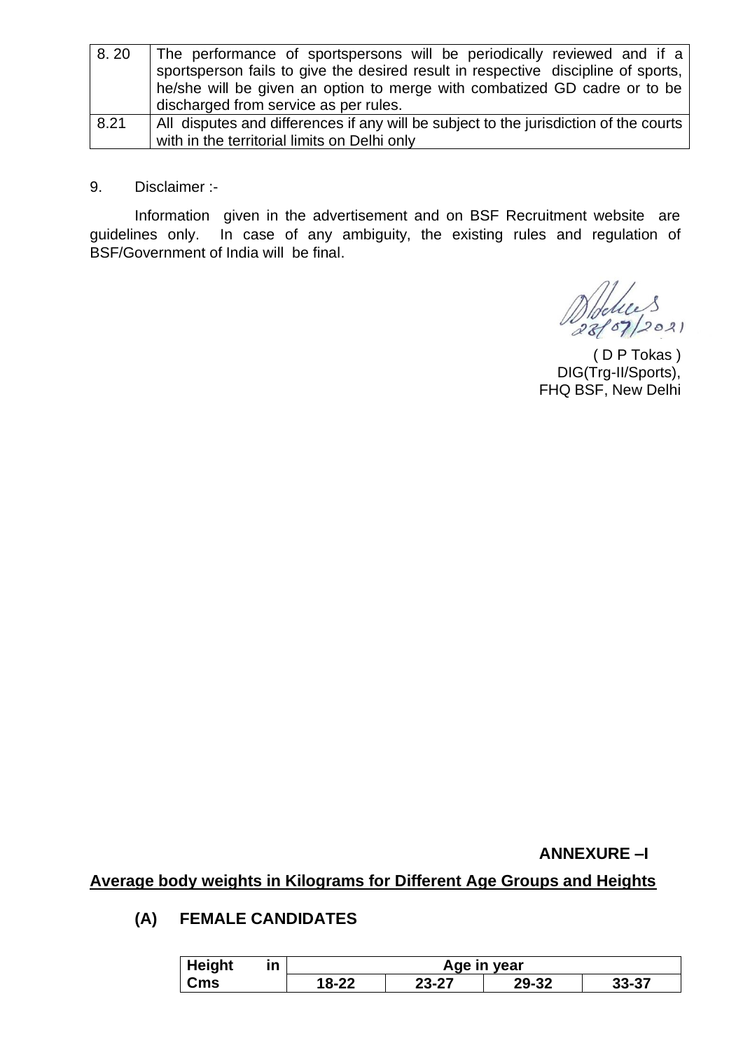| 8. 20 | The performance of sportspersons will be periodically reviewed and if a sportsperson fails to give the desired result in respective discipline of sports, he/she will be given an option to merge with combatized GD cadre or to be discharged from service as per rules. |
|---|---|
| 8.21 | All disputes and differences if any will be subject to the jurisdiction of the courts with in the territorial limits on Delhi only |

9. Disclaimer :-

Information given in the advertisement and on BSF Recruitment website are guidelines only. In case of any ambiguity, the existing rules and regulation of BSF/Government of India will be final.

28/07/2021

( D P Tokas )
DIG(Trg-II/Sports),
FHQ BSF, New Delhi

**ANNEXURE –I**

**Average body weights in Kilograms for Different Age Groups and Heights**

**(A) FEMALE CANDIDATES**

| Height in Cms | Age in year | | | |
|---|---|---|---|---|
| | 18-22 | 23-27 | 29-32 | 33-37 |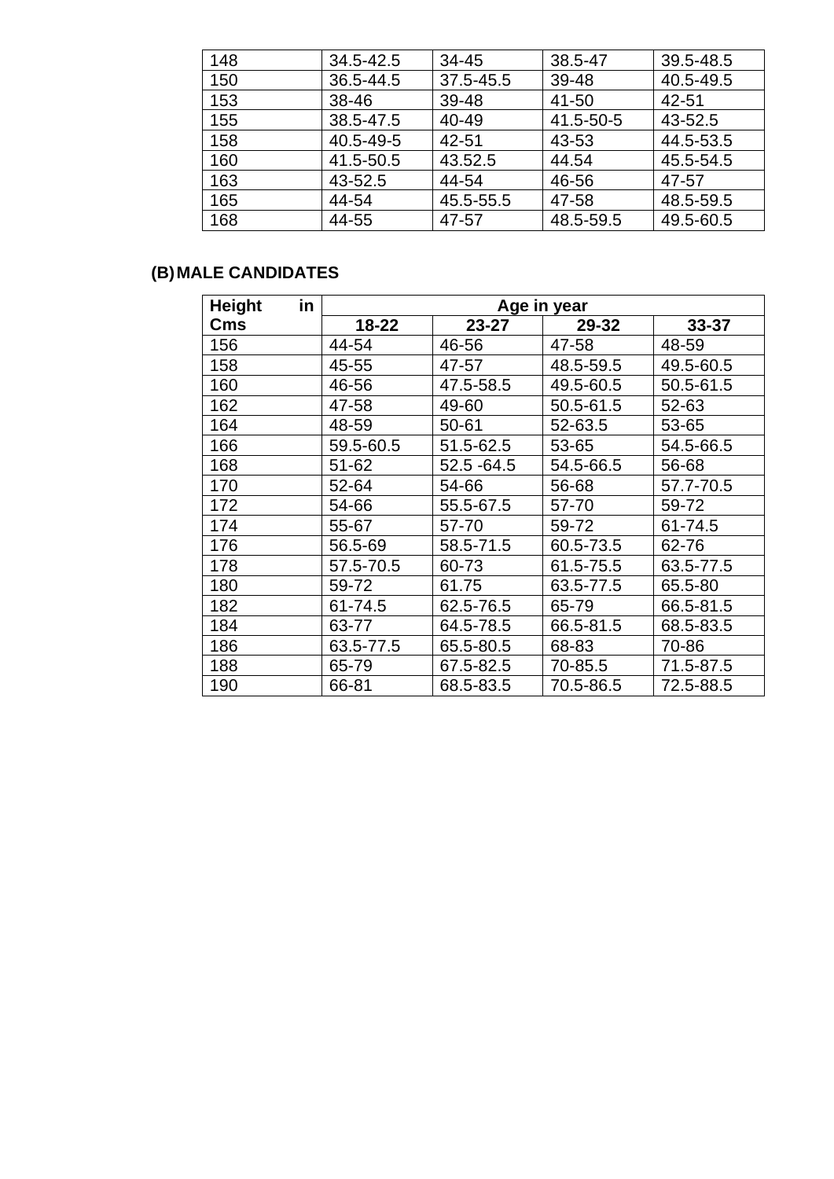| 148 | 34.5-42.5 | 34-45 | 38.5-47 | 39.5-48.5 |
|---|---|---|---|---|
| 150 | 36.5-44.5 | 37.5-45.5 | 39-48 | 40.5-49.5 |
| 153 | 38-46 | 39-48 | 41-50 | 42-51 |
| 155 | 38.5-47.5 | 40-49 | 41.5-50-5 | 43-52.5 |
| 158 | 40.5-49-5 | 42-51 | 43-53 | 44.5-53.5 |
| 160 | 41.5-50.5 | 43.52.5 | 44.54 | 45.5-54.5 |
| 163 | 43-52.5 | 44-54 | 46-56 | 47-57 |
| 165 | 44-54 | 45.5-55.5 | 47-58 | 48.5-59.5 |
| 168 | 44-55 | 47-57 | 48.5-59.5 | 49.5-60.5 |

**(B) MALE CANDIDATES**

| Height in Cms | Age in year | | | |
|---|---|---|---|---|
| | **18-22** | **23-27** | **29-32** | **33-37** |
| 156 | 44-54 | 46-56 | 47-58 | 48-59 |
| 158 | 45-55 | 47-57 | 48.5-59.5 | 49.5-60.5 |
| 160 | 46-56 | 47.5-58.5 | 49.5-60.5 | 50.5-61.5 |
| 162 | 47-58 | 49-60 | 50.5-61.5 | 52-63 |
| 164 | 48-59 | 50-61 | 52-63.5 | 53-65 |
| 166 | 59.5-60.5 | 51.5-62.5 | 53-65 | 54.5-66.5 |
| 168 | 51-62 | 52.5 -64.5 | 54.5-66.5 | 56-68 |
| 170 | 52-64 | 54-66 | 56-68 | 57.7-70.5 |
| 172 | 54-66 | 55.5-67.5 | 57-70 | 59-72 |
| 174 | 55-67 | 57-70 | 59-72 | 61-74.5 |
| 176 | 56.5-69 | 58.5-71.5 | 60.5-73.5 | 62-76 |
| 178 | 57.5-70.5 | 60-73 | 61.5-75.5 | 63.5-77.5 |
| 180 | 59-72 | 61.75 | 63.5-77.5 | 65.5-80 |
| 182 | 61-74.5 | 62.5-76.5 | 65-79 | 66.5-81.5 |
| 184 | 63-77 | 64.5-78.5 | 66.5-81.5 | 68.5-83.5 |
| 186 | 63.5-77.5 | 65.5-80.5 | 68-83 | 70-86 |
| 188 | 65-79 | 67.5-82.5 | 70-85.5 | 71.5-87.5 |
| 190 | 66-81 | 68.5-83.5 | 70.5-86.5 | 72.5-88.5 |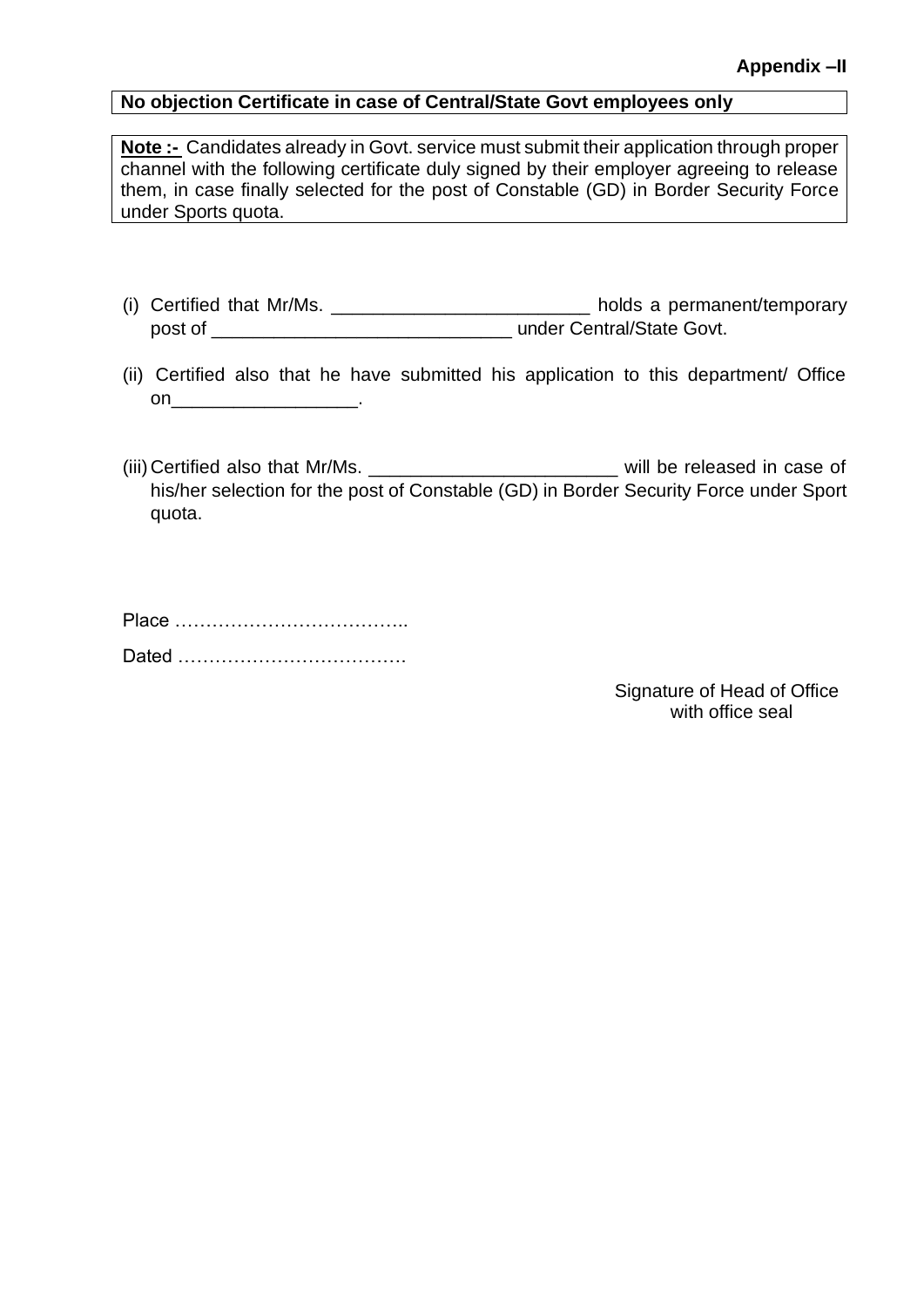**Appendix –II**

**No objection Certificate in case of Central/State Govt employees only**

**Note :-** Candidates already in Govt. service must submit their application through proper channel with the following certificate duly signed by their employer agreeing to release them, in case finally selected for the post of Constable (GD) in Border Security Force under Sports quota.

(i) Certified that Mr/Ms. ________________________ holds a permanent/temporary post of ____________________________ under Central/State Govt.

(ii) Certified also that he have submitted his application to this department/ Office on_________________.

(iii) Certified also that Mr/Ms. _______________________ will be released in case of his/her selection for the post of Constable (GD) in Border Security Force under Sport quota.

Place ………………………………..

Dated ……………………………….

Signature of Head of Office
with office seal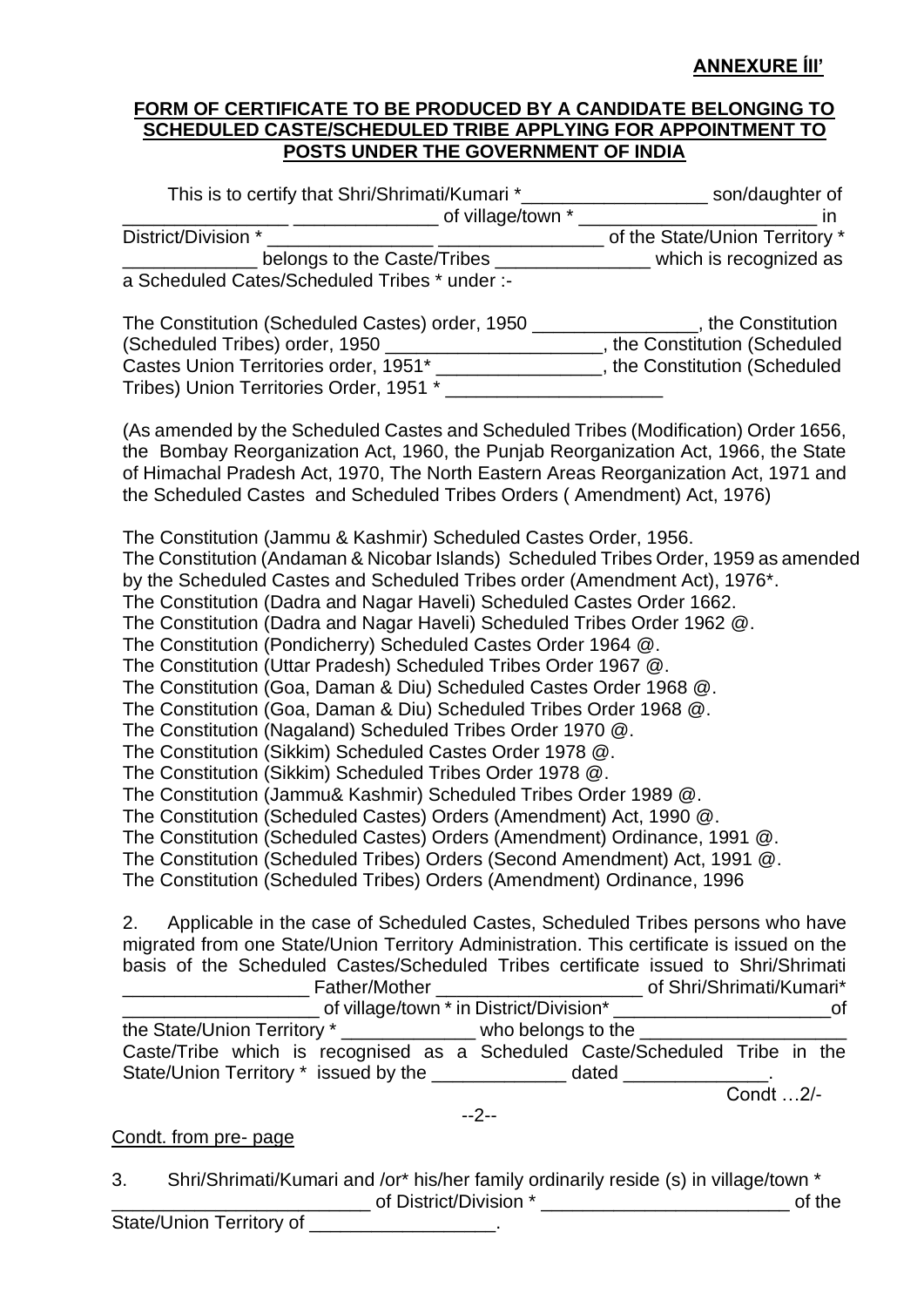**ANNEXURE ÍII'**

**FORM OF CERTIFICATE TO BE PRODUCED BY A CANDIDATE BELONGING TO SCHEDULED CASTE/SCHEDULED TRIBE APPLYING FOR APPOINTMENT TO POSTS UNDER THE GOVERNMENT OF INDIA**

This is to certify that Shri/Shrimati/Kumari *__________________ son/daughter of ________________ ______________ of village/town * _______________________ in District/Division * ________________ _______________ of the State/Union Territory * _____________ belongs to the Caste/Tribes _______________ which is recognized as a Scheduled Cates/Scheduled Tribes * under :-

The Constitution (Scheduled Castes) order, 1950 ________________, the Constitution (Scheduled Tribes) order, 1950 _____________________, the Constitution (Scheduled Castes Union Territories order, 1951* ________________, the Constitution (Scheduled Tribes) Union Territories Order, 1951 * _____________________

(As amended by the Scheduled Castes and Scheduled Tribes (Modification) Order 1656, the Bombay Reorganization Act, 1960, the Punjab Reorganization Act, 1966, the State of Himachal Pradesh Act, 1970, The North Eastern Areas Reorganization Act, 1971 and the Scheduled Castes and Scheduled Tribes Orders ( Amendment) Act, 1976)

The Constitution (Jammu & Kashmir) Scheduled Castes Order, 1956.
The Constitution (Andaman & Nicobar Islands) Scheduled Tribes Order, 1959 as amended by the Scheduled Castes and Scheduled Tribes order (Amendment Act), 1976*.
The Constitution (Dadra and Nagar Haveli) Scheduled Castes Order 1662.
The Constitution (Dadra and Nagar Haveli) Scheduled Tribes Order 1962 @.
The Constitution (Pondicherry) Scheduled Castes Order 1964 @.
The Constitution (Uttar Pradesh) Scheduled Tribes Order 1967 @.
The Constitution (Goa, Daman & Diu) Scheduled Castes Order 1968 @.
The Constitution (Goa, Daman & Diu) Scheduled Tribes Order 1968 @.
The Constitution (Nagaland) Scheduled Tribes Order 1970 @.
The Constitution (Sikkim) Scheduled Castes Order 1978 @.
The Constitution (Sikkim) Scheduled Tribes Order 1978 @.
The Constitution (Jammu& Kashmir) Scheduled Tribes Order 1989 @.
The Constitution (Scheduled Castes) Orders (Amendment) Act, 1990 @.
The Constitution (Scheduled Castes) Orders (Amendment) Ordinance, 1991 @.
The Constitution (Scheduled Tribes) Orders (Second Amendment) Act, 1991 @.
The Constitution (Scheduled Tribes) Orders (Amendment) Ordinance, 1996

2. Applicable in the case of Scheduled Castes, Scheduled Tribes persons who have migrated from one State/Union Territory Administration. This certificate is issued on the basis of the Scheduled Castes/Scheduled Tribes certificate issued to Shri/Shrimati __________________ Father/Mother ____________________ of Shri/Shrimati/Kumari* ___________________ of village/town * in District/Division* _____________________of the State/Union Territory * _____________ who belongs to the ____________________ Caste/Tribe which is recognised as a Scheduled Caste/Scheduled Tribe in the State/Union Territory * issued by the _____________ dated ______________.

Condt …2/-

Condt. from pre- page

3. Shri/Shrimati/Kumari and /or* his/her family ordinarily reside (s) in village/town * _________________________ of District/Division * _________________________ of the State/Union Territory of __________________.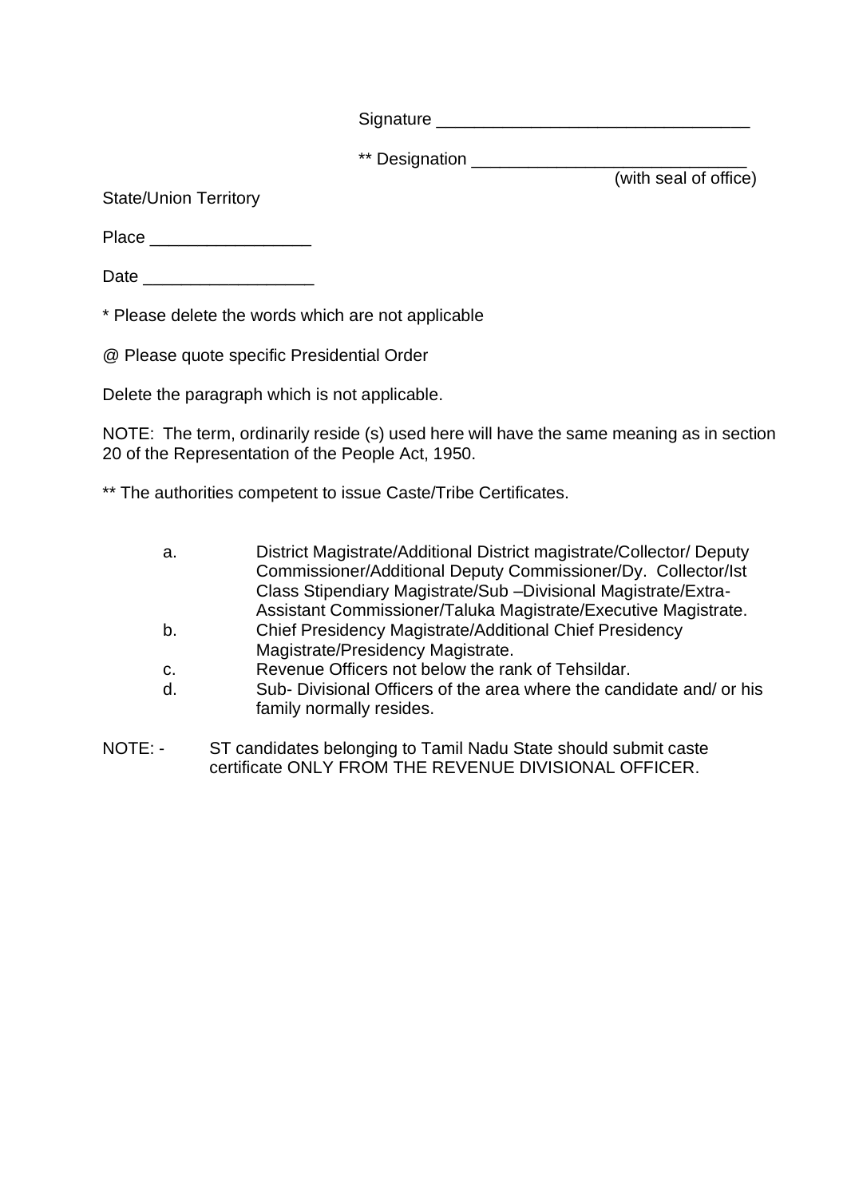Signature ________________________________

** Designation ____________________________
(with seal of office)

State/Union Territory

Place ________________

Date _________________

* Please delete the words which are not applicable

@ Please quote specific Presidential Order

Delete the paragraph which is not applicable.

NOTE: The term, ordinarily reside (s) used here will have the same meaning as in section 20 of the Representation of the People Act, 1950.

** The authorities competent to issue Caste/Tribe Certificates.

a. District Magistrate/Additional District magistrate/Collector/ Deputy Commissioner/Additional Deputy Commissioner/Dy. Collector/Ist Class Stipendiary Magistrate/Sub –Divisional Magistrate/Extra-Assistant Commissioner/Taluka Magistrate/Executive Magistrate.
b. Chief Presidency Magistrate/Additional Chief Presidency Magistrate/Presidency Magistrate.
c. Revenue Officers not below the rank of Tehsildar.
d. Sub- Divisional Officers of the area where the candidate and/ or his family normally resides.

NOTE: - ST candidates belonging to Tamil Nadu State should submit caste certificate ONLY FROM THE REVENUE DIVISIONAL OFFICER.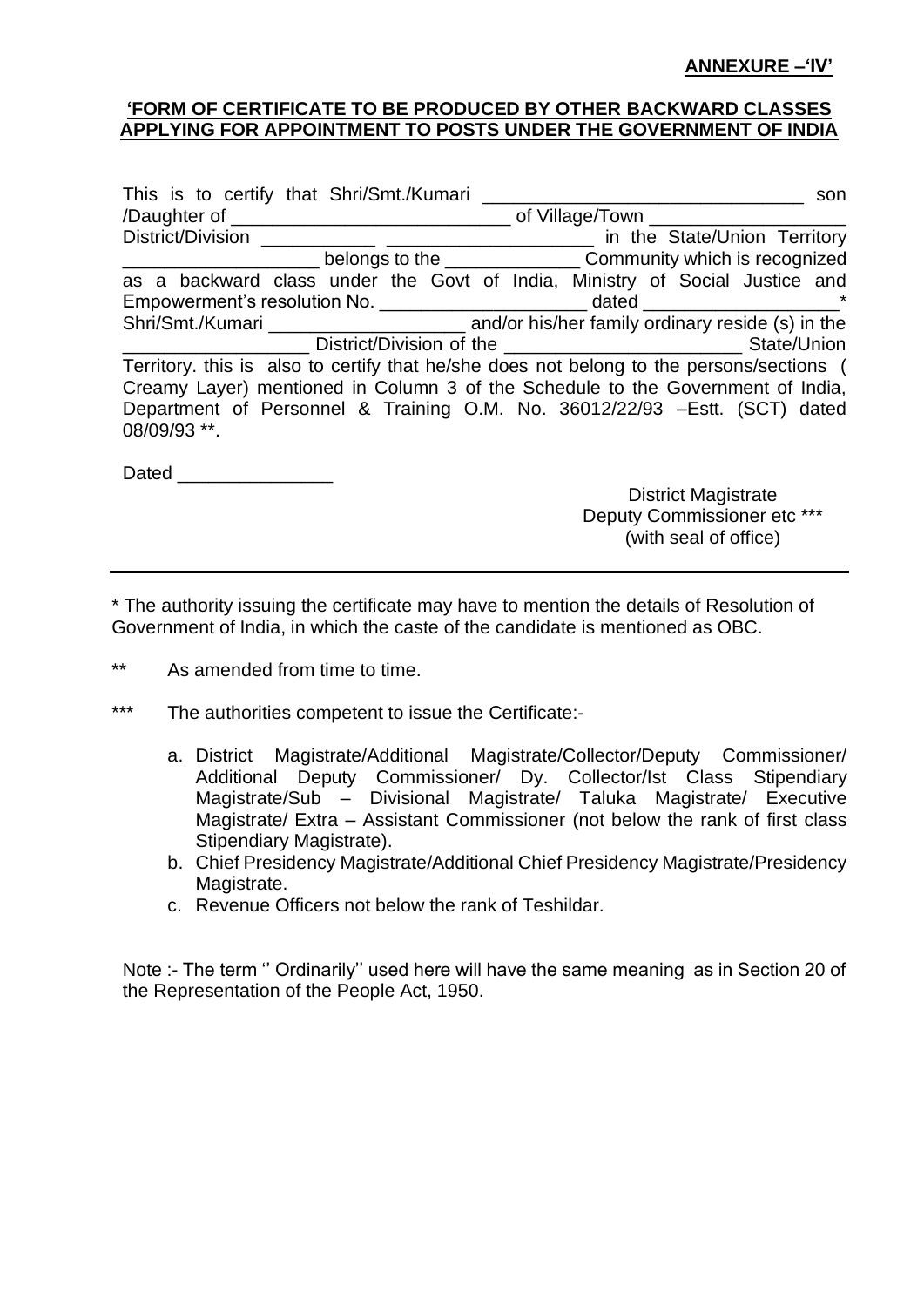**ANNEXURE –'IV'**

**'FORM OF CERTIFICATE TO BE PRODUCED BY OTHER BACKWARD CLASSES APPLYING FOR APPOINTMENT TO POSTS UNDER THE GOVERNMENT OF INDIA**

This is to certify that Shri/Smt./Kumari _______________________________ son /Daughter of ___________________________ of Village/Town __________________ District/Division ___________ ___________________ in the State/Union Territory ___________________ belongs to the _____________ Community which is recognized as a backward class under the Govt of India, Ministry of Social Justice and Empowerment's resolution No. ____________________ dated ___________________* Shri/Smt./Kumari ___________________ and/or his/her family ordinary reside (s) in the __________________ District/Division of the _______________________ State/Union Territory. this is also to certify that he/she does not belong to the persons/sections ( Creamy Layer) mentioned in Column 3 of the Schedule to the Government of India, Department of Personnel & Training O.M. No. 36012/22/93 –Estt. (SCT) dated 08/09/93 **.

Dated _______________

District Magistrate
Deputy Commissioner etc ***
(with seal of office)

---

* The authority issuing the certificate may have to mention the details of Resolution of Government of India, in which the caste of the candidate is mentioned as OBC.

** As amended from time to time.

*** The authorities competent to issue the Certificate:-

a. District Magistrate/Additional Magistrate/Collector/Deputy Commissioner/ Additional Deputy Commissioner/ Dy. Collector/Ist Class Stipendiary Magistrate/Sub – Divisional Magistrate/ Taluka Magistrate/ Executive Magistrate/ Extra – Assistant Commissioner (not below the rank of first class Stipendiary Magistrate).
b. Chief Presidency Magistrate/Additional Chief Presidency Magistrate/Presidency Magistrate.
c. Revenue Officers not below the rank of Teshildar.

Note :- The term '' Ordinarily'' used here will have the same meaning as in Section 20 of the Representation of the People Act, 1950.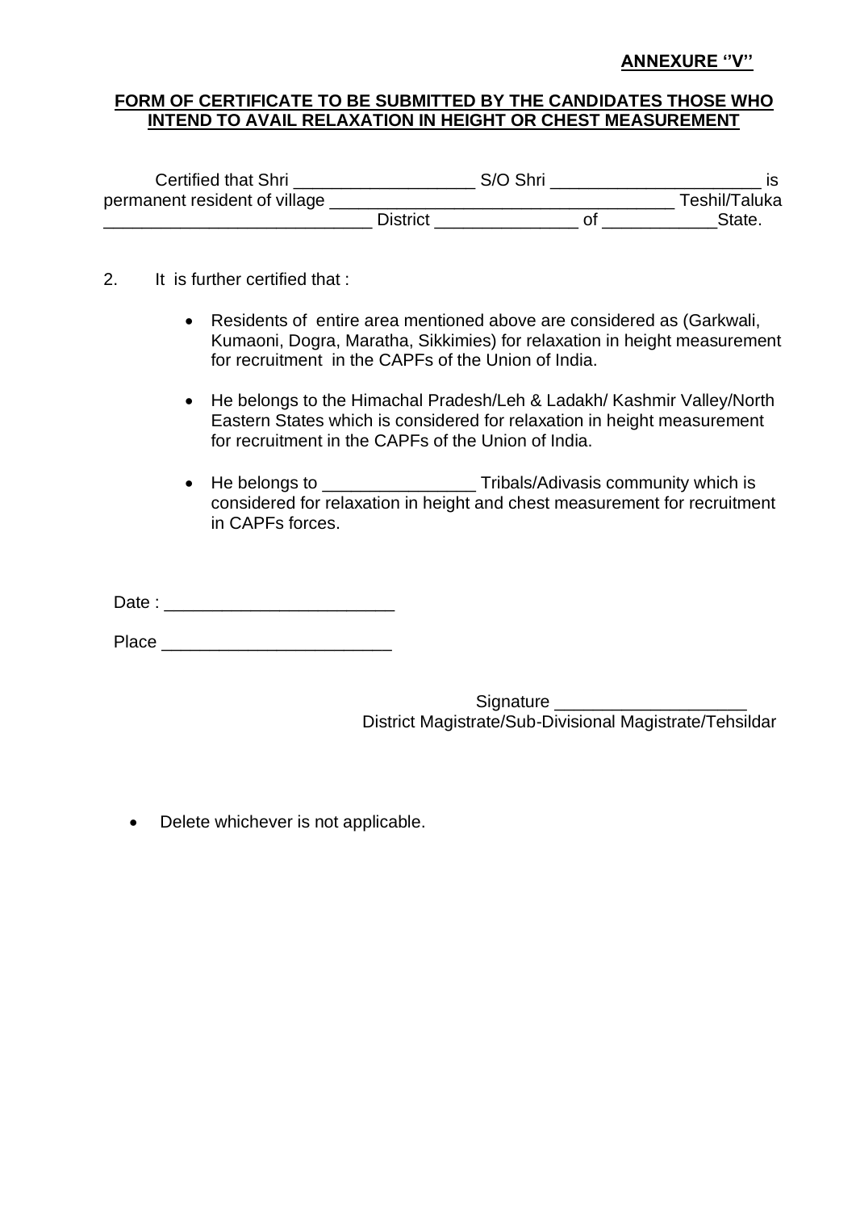**ANNEXURE ''V''**

**FORM OF CERTIFICATE TO BE SUBMITTED BY THE CANDIDATES THOSE WHO INTEND TO AVAIL RELAXATION IN HEIGHT OR CHEST MEASUREMENT**

Certified that Shri ___________________ S/O Shri ______________________ is permanent resident of village ___________________________________ Teshil/Taluka ___________________________ District _______________ of ____________State.

2. It is further certified that :

- Residents of entire area mentioned above are considered as (Garkwali, Kumaoni, Dogra, Maratha, Sikkimies) for relaxation in height measurement for recruitment in the CAPFs of the Union of India.
- He belongs to the Himachal Pradesh/Leh & Ladakh/ Kashmir Valley/North Eastern States which is considered for relaxation in height measurement for recruitment in the CAPFs of the Union of India.
- He belongs to ________________ Tribals/Adivasis community which is considered for relaxation in height and chest measurement for recruitment in CAPFs forces.

Date : ________________________

Place ________________________

Signature ____________________

District Magistrate/Sub-Divisional Magistrate/Tehsildar

- Delete whichever is not applicable.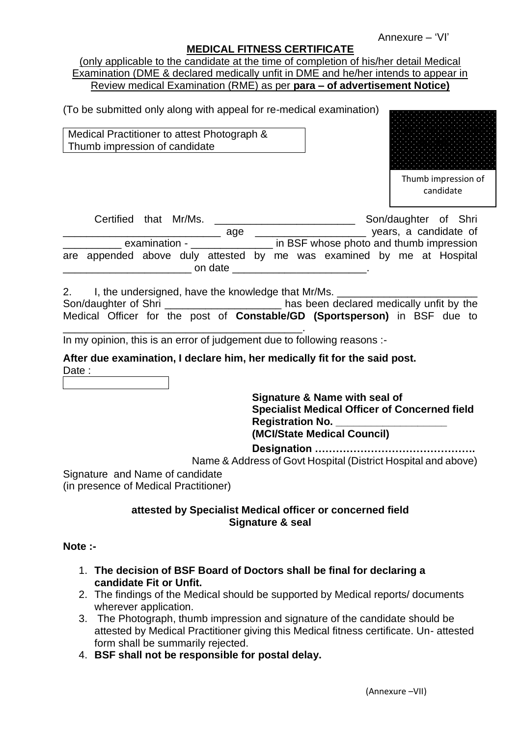Annexure – 'VI'

**MEDICAL FITNESS CERTIFICATE**

(only applicable to the candidate at the time of completion of his/her detail Medical Examination (DME & declared medically unfit in DME and he/her intends to appear in Review medical Examination (RME) as per **para – of advertisement Notice)**

(To be submitted only along with appeal for re-medical examination)

Medical Practitioner to attest Photograph & Thumb impression of candidate

Thumb impression of candidate

Certified that Mr/Ms. ________________________ Son/daughter of Shri __________________________ age ___________________ years, a candidate of __________ examination - ______________ in BSF whose photo and thumb impression are appended above duly attested by me was examined by me at Hospital ______________________ on date _______________________.

2. I, the undersigned, have the knowledge that Mr/Ms. ________________________ Son/daughter of Shri ____________________ has been declared medically unfit by the Medical Officer for the post of **Constable/GD (Sportsperson)** in BSF due to __________________________________________.

In my opinion, this is an error of judgement due to following reasons :-

**After due examination, I declare him, her medically fit for the said post.**

Date :

**Signature & Name with seal of**
**Specialist Medical Officer of Concerned field**
**Registration No. __________________**
**(MCI/State Medical Council)**
**Designation ……………………………………….**
Name & Address of Govt Hospital (District Hospital and above)

Signature and Name of candidate
(in presence of Medical Practitioner)

**attested by Specialist Medical officer or concerned field**
**Signature & seal**

**Note :-**

1. **The decision of BSF Board of Doctors shall be final for declaring a candidate Fit or Unfit.**
2. The findings of the Medical should be supported by Medical reports/ documents wherever application.
3. The Photograph, thumb impression and signature of the candidate should be attested by Medical Practitioner giving this Medical fitness certificate. Un- attested form shall be summarily rejected.
4. **BSF shall not be responsible for postal delay.**

(Annexure –VII)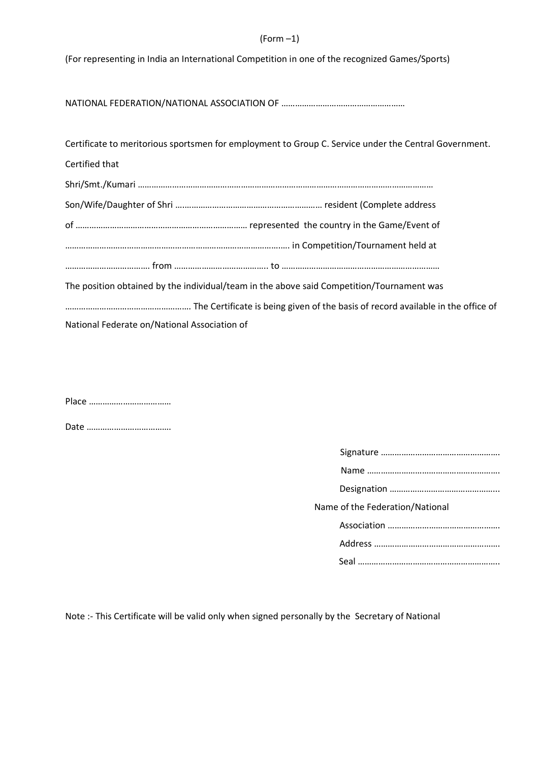(Form –1)

(For representing in India an International Competition in one of the recognized Games/Sports)

NATIONAL FEDERATION/NATIONAL ASSOCIATION OF ………………………………………………

Certificate to meritorious sportsmen for employment to Group C. Service under the Central Government.

Certified that

Shri/Smt./Kumari ………………………………………………………………………………………………………………

Son/Wife/Daughter of Shri ……………………………………………………… resident (Complete address

of ………………………………………………………………… represented the country in the Game/Event of

…………………………………………………………………………………….. in Competition/Tournament held at

……………………………… from ………………………………….. to ……………………………………………………………

The position obtained by the individual/team in the above said Competition/Tournament was

……………………………………………… The Certificate is being given of the basis of record available in the office of National Federate on/National Association of

Place ………………………………

Date ………………………………

Signature …………………………………………….

Name …………………………………………………

Designation ………………………………………..

Name of the Federation/National

Association ………………………………………….

Address ………………………………………………

Seal ……………………………………………………

Note :- This Certificate will be valid only when signed personally by the Secretary of National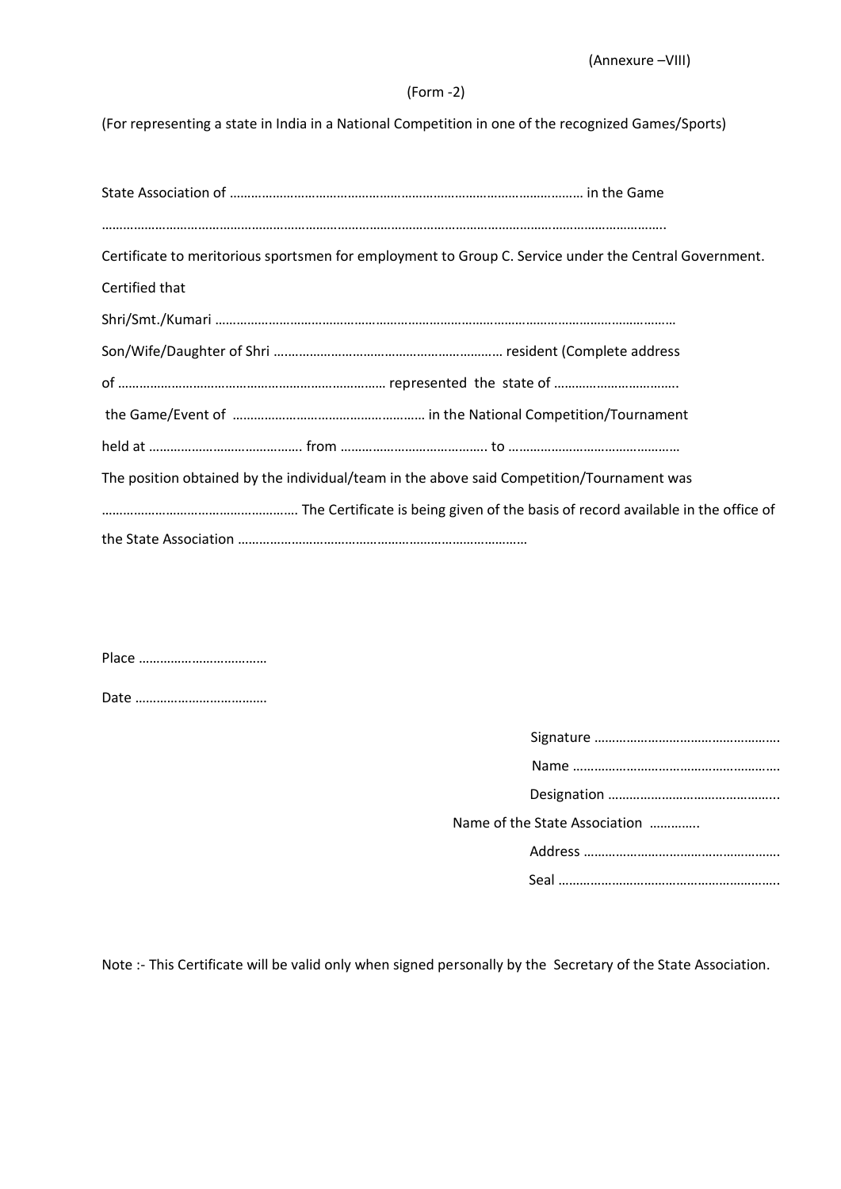(Annexure –VIII)

(Form -2)

(For representing a state in India in a National Competition in one of the recognized Games/Sports)

State Association of ………………………………………………………………………………………… in the Game

……………………………………………………………………………………………………………………………………..

Certificate to meritorious sportsmen for employment to Group C. Service under the Central Government.

Certified that

Shri/Smt./Kumari ……………………………………………………………………………………………………………

Son/Wife/Daughter of Shri ……………………………………………………… resident (Complete address

of ………………………………………………………………… represented the state of ……………………………..

the Game/Event of ……………………………………………… in the National Competition/Tournament

held at ……………………………………. from ………………………………….. to …………………………………………

The position obtained by the individual/team in the above said Competition/Tournament was

……………………………………………… The Certificate is being given of the basis of record available in the office of the State Association ………………………………………………………………………

Place ………………………………

Date ………………………………

Signature …………………………………………….

Name ………………………………………………….

Designation ………………………………………..

Name of the State Association ………….

Address ……………………………………………….

Seal ……………………………………………………..

Note :- This Certificate will be valid only when signed personally by the Secretary of the State Association.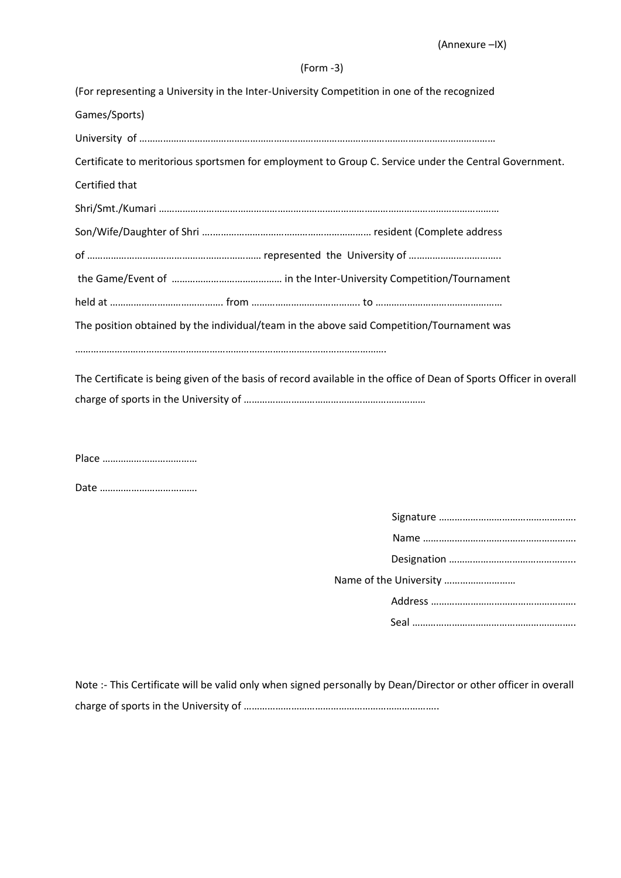(Annexure –IX)

(Form -3)

(For representing a University in the Inter-University Competition in one of the recognized Games/Sports)

University of ……………………………………………………………………………………………………………………

Certificate to meritorious sportsmen for employment to Group C. Service under the Central Government.

Certified that

Shri/Smt./Kumari …………………………………………………………………………………………………………………

Son/Wife/Daughter of Shri ……………………………………………………… resident (Complete address

of ………………………………………………………… represented the University of ……………………………..

the Game/Event of …………………………………… in the Inter-University Competition/Tournament

held at ……………………………………. from ………………………………….. to …………………………………………

The position obtained by the individual/team in the above said Competition/Tournament was

…………………………………………………………………………………………………………….

The Certificate is being given of the basis of record available in the office of Dean of Sports Officer in overall charge of sports in the University of ……………………………………………………………

Place ………………………………

Date ………………………………

Signature …………………………………………….

Name ………………………………………………….

Designation ………………………………………..

Name of the University ………………………

Address ……………………………………………….

Seal ……………………………………………………..

Note :- This Certificate will be valid only when signed personally by Dean/Director or other officer in overall charge of sports in the University of ………………………………………………………………..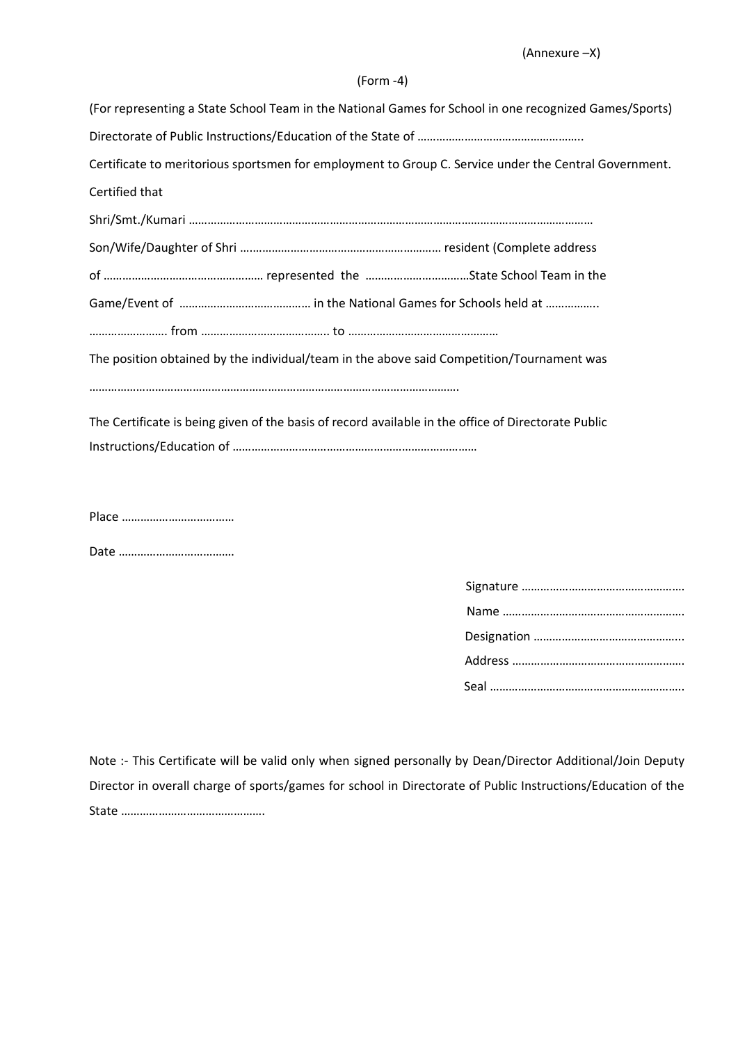(Annexure –X)

(Form -4)

(For representing a State School Team in the National Games for School in one recognized Games/Sports)

Directorate of Public Instructions/Education of the State of ……………………………………………..

Certificate to meritorious sportsmen for employment to Group C. Service under the Central Government.

Certified that

Shri/Smt./Kumari ……………………………………………………………………………………………………………………

Son/Wife/Daughter of Shri ……………………………………………………… resident (Complete address

of …………………………………………… represented the ……………………………State School Team in the

Game/Event of …………………………………… in the National Games for Schools held at ……………..

……………………. from ………………………………….. to …………………………………………

The position obtained by the individual/team in the above said Competition/Tournament was

…………………………………………………………………………………………………….

The Certificate is being given of the basis of record available in the office of Directorate Public Instructions/Education of ……………………………………………………………………

Place ………………………………

Date ………………………………

Signature ……………………………………………

Name …………………………………………………

Designation ………………………………………..

Address ………………………………………………

Seal ……………………………………………………

Note :- This Certificate will be valid only when signed personally by Dean/Director Additional/Join Deputy Director in overall charge of sports/games for school in Directorate of Public Instructions/Education of the State ……………………………………….